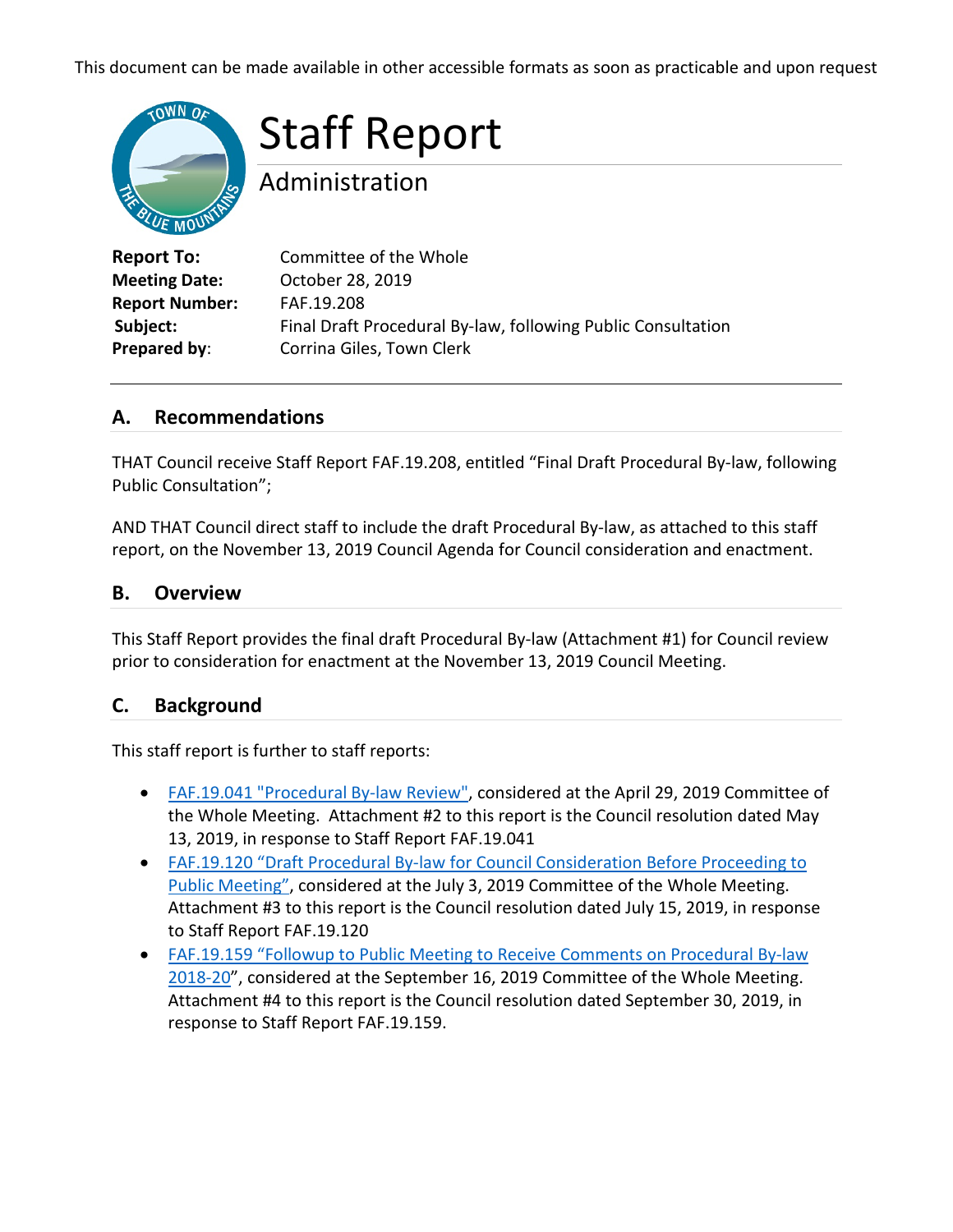This document can be made available in other accessible formats as soon as practicable and upon request

# Staff Report

## Administration

**Report To:** Committee of the Whole
**Meeting Date:** October 28, 2019
**Report Number:** FAF.19.208
**Subject:** Final Draft Procedural By-law, following Public Consultation
**Prepared by:** Corrina Giles, Town Clerk

---

## A. Recommendations

THAT Council receive Staff Report FAF.19.208, entitled "Final Draft Procedural By-law, following Public Consultation";

AND THAT Council direct staff to include the draft Procedural By-law, as attached to this staff report, on the November 13, 2019 Council Agenda for Council consideration and enactment.

## B. Overview

This Staff Report provides the final draft Procedural By-law (Attachment #1) for Council review prior to consideration for enactment at the November 13, 2019 Council Meeting.

## C. Background

This staff report is further to staff reports:

- FAF.19.041 "Procedural By-law Review", considered at the April 29, 2019 Committee of the Whole Meeting. Attachment #2 to this report is the Council resolution dated May 13, 2019, in response to Staff Report FAF.19.041
- FAF.19.120 "Draft Procedural By-law for Council Consideration Before Proceeding to Public Meeting", considered at the July 3, 2019 Committee of the Whole Meeting. Attachment #3 to this report is the Council resolution dated July 15, 2019, in response to Staff Report FAF.19.120
- FAF.19.159 "Followup to Public Meeting to Receive Comments on Procedural By-law 2018-20", considered at the September 16, 2019 Committee of the Whole Meeting. Attachment #4 to this report is the Council resolution dated September 30, 2019, in response to Staff Report FAF.19.159.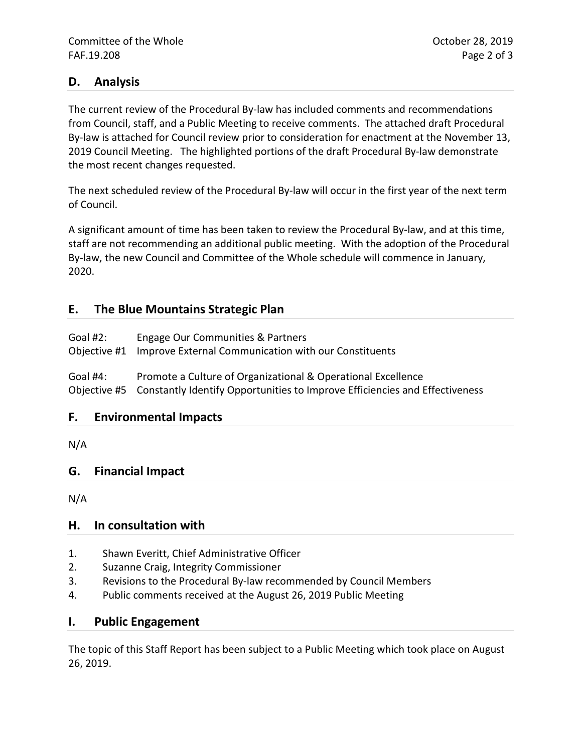## D. Analysis

The current review of the Procedural By-law has included comments and recommendations from Council, staff, and a Public Meeting to receive comments. The attached draft Procedural By-law is attached for Council review prior to consideration for enactment at the November 13, 2019 Council Meeting. The highlighted portions of the draft Procedural By-law demonstrate the most recent changes requested.

The next scheduled review of the Procedural By-law will occur in the first year of the next term of Council.

A significant amount of time has been taken to review the Procedural By-law, and at this time, staff are not recommending an additional public meeting. With the adoption of the Procedural By-law, the new Council and Committee of the Whole schedule will commence in January, 2020.

## E. The Blue Mountains Strategic Plan

Goal #2: Engage Our Communities & Partners
Objective #1 Improve External Communication with our Constituents

Goal #4: Promote a Culture of Organizational & Operational Excellence
Objective #5 Constantly Identify Opportunities to Improve Efficiencies and Effectiveness

## F. Environmental Impacts

N/A

## G. Financial Impact

N/A

## H. In consultation with

1. Shawn Everitt, Chief Administrative Officer
2. Suzanne Craig, Integrity Commissioner
3. Revisions to the Procedural By-law recommended by Council Members
4. Public comments received at the August 26, 2019 Public Meeting

## I. Public Engagement

The topic of this Staff Report has been subject to a Public Meeting which took place on August 26, 2019.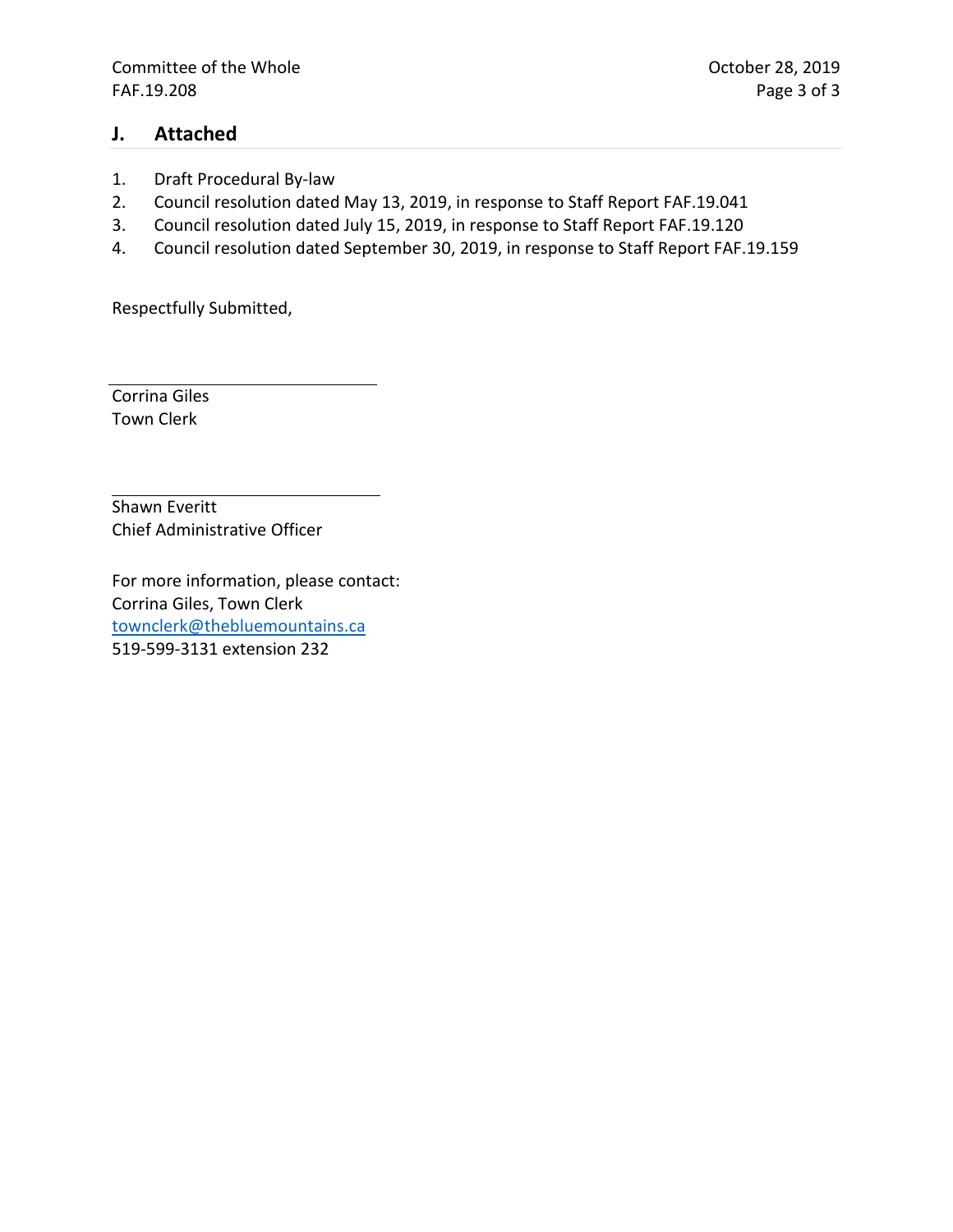## J. Attached

1. Draft Procedural By-law
2. Council resolution dated May 13, 2019, in response to Staff Report FAF.19.041
3. Council resolution dated July 15, 2019, in response to Staff Report FAF.19.120
4. Council resolution dated September 30, 2019, in response to Staff Report FAF.19.159

Respectfully Submitted,

Corrina Giles
Town Clerk

Shawn Everitt
Chief Administrative Officer

For more information, please contact:
Corrina Giles, Town Clerk
townclerk@thebluemountains.ca
519-599-3131 extension 232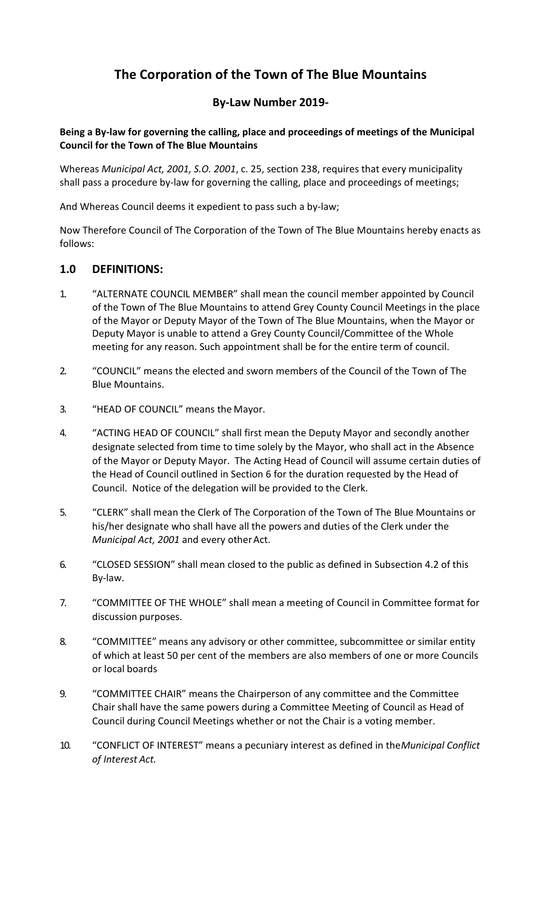# The Corporation of the Town of The Blue Mountains

## By-Law Number 2019-

**Being a By-law for governing the calling, place and proceedings of meetings of the Municipal Council for the Town of The Blue Mountains**

Whereas *Municipal Act, 2001, S.O. 2001*, c. 25, section 238, requires that every municipality shall pass a procedure by-law for governing the calling, place and proceedings of meetings;

And Whereas Council deems it expedient to pass such a by-law;

Now Therefore Council of The Corporation of the Town of The Blue Mountains hereby enacts as follows:

## 1.0 DEFINITIONS:

1. "ALTERNATE COUNCIL MEMBER" shall mean the council member appointed by Council of the Town of The Blue Mountains to attend Grey County Council Meetings in the place of the Mayor or Deputy Mayor of the Town of The Blue Mountains, when the Mayor or Deputy Mayor is unable to attend a Grey County Council/Committee of the Whole meeting for any reason. Such appointment shall be for the entire term of council.

2. "COUNCIL" means the elected and sworn members of the Council of the Town of The Blue Mountains.

3. "HEAD OF COUNCIL" means the Mayor.

4. "ACTING HEAD OF COUNCIL" shall first mean the Deputy Mayor and secondly another designate selected from time to time solely by the Mayor, who shall act in the Absence of the Mayor or Deputy Mayor. The Acting Head of Council will assume certain duties of the Head of Council outlined in Section 6 for the duration requested by the Head of Council. Notice of the delegation will be provided to the Clerk.

5. "CLERK" shall mean the Clerk of The Corporation of the Town of The Blue Mountains or his/her designate who shall have all the powers and duties of the Clerk under the *Municipal Act, 2001* and every other Act.

6. "CLOSED SESSION" shall mean closed to the public as defined in Subsection 4.2 of this By-law.

7. "COMMITTEE OF THE WHOLE" shall mean a meeting of Council in Committee format for discussion purposes.

8. "COMMITTEE" means any advisory or other committee, subcommittee or similar entity of which at least 50 per cent of the members are also members of one or more Councils or local boards

9. "COMMITTEE CHAIR" means the Chairperson of any committee and the Committee Chair shall have the same powers during a Committee Meeting of Council as Head of Council during Council Meetings whether or not the Chair is a voting member.

10. "CONFLICT OF INTEREST" means a pecuniary interest as defined in the *Municipal Conflict of Interest Act.*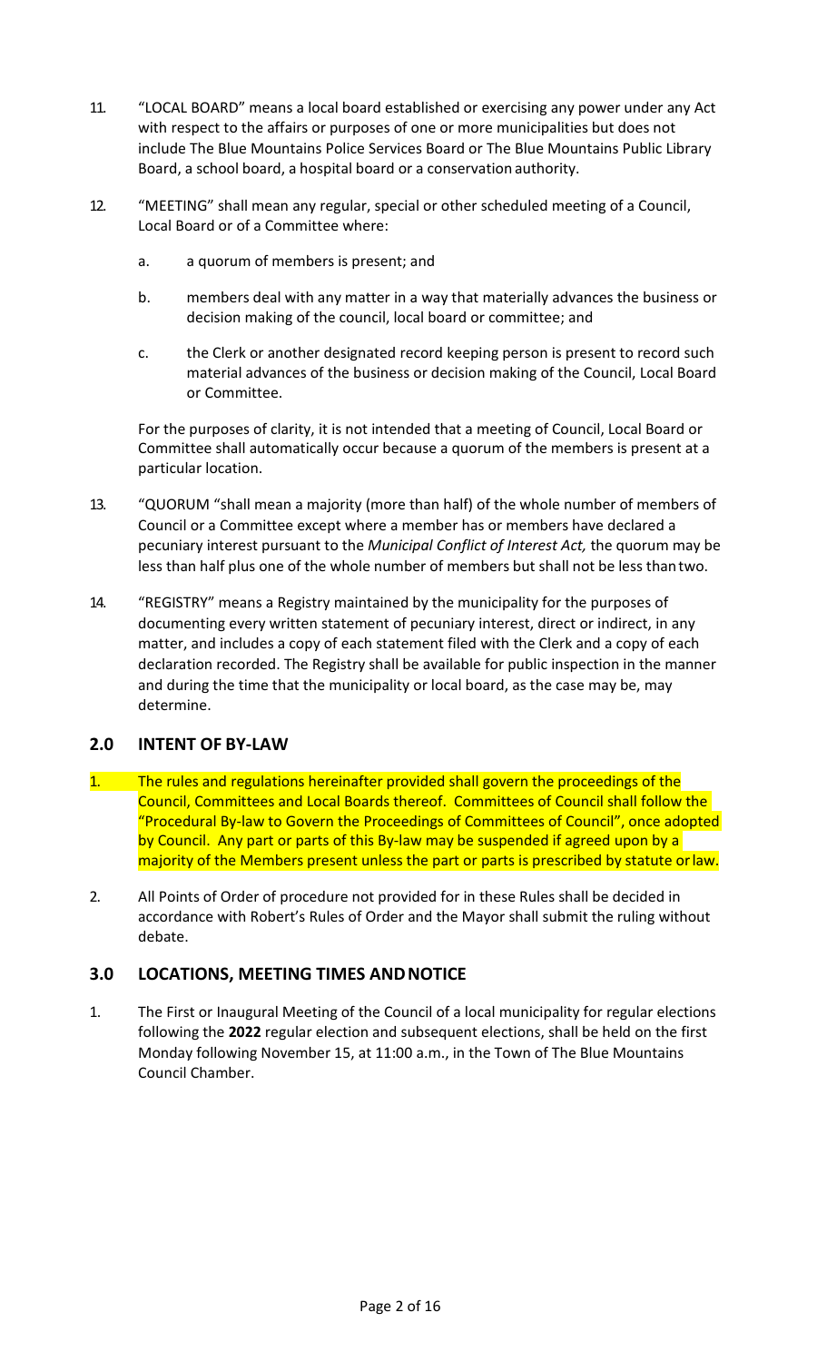11. "LOCAL BOARD" means a local board established or exercising any power under any Act with respect to the affairs or purposes of one or more municipalities but does not include The Blue Mountains Police Services Board or The Blue Mountains Public Library Board, a school board, a hospital board or a conservation authority.

12. "MEETING" shall mean any regular, special or other scheduled meeting of a Council, Local Board or of a Committee where:

    a. a quorum of members is present; and

    b. members deal with any matter in a way that materially advances the business or decision making of the council, local board or committee; and

    c. the Clerk or another designated record keeping person is present to record such material advances of the business or decision making of the Council, Local Board or Committee.

    For the purposes of clarity, it is not intended that a meeting of Council, Local Board or Committee shall automatically occur because a quorum of the members is present at a particular location.

13. "QUORUM "shall mean a majority (more than half) of the whole number of members of Council or a Committee except where a member has or members have declared a pecuniary interest pursuant to the *Municipal Conflict of Interest Act,* the quorum may be less than half plus one of the whole number of members but shall not be less than two.

14. "REGISTRY" means a Registry maintained by the municipality for the purposes of documenting every written statement of pecuniary interest, direct or indirect, in any matter, and includes a copy of each statement filed with the Clerk and a copy of each declaration recorded. The Registry shall be available for public inspection in the manner and during the time that the municipality or local board, as the case may be, may determine.

## 2.0 INTENT OF BY-LAW

1. The rules and regulations hereinafter provided shall govern the proceedings of the Council, Committees and Local Boards thereof. Committees of Council shall follow the "Procedural By-law to Govern the Proceedings of Committees of Council", once adopted by Council. Any part or parts of this By-law may be suspended if agreed upon by a majority of the Members present unless the part or parts is prescribed by statute or law.

2. All Points of Order of procedure not provided for in these Rules shall be decided in accordance with Robert's Rules of Order and the Mayor shall submit the ruling without debate.

## 3.0 LOCATIONS, MEETING TIMES AND NOTICE

1. The First or Inaugural Meeting of the Council of a local municipality for regular elections following the **2022** regular election and subsequent elections, shall be held on the first Monday following November 15, at 11:00 a.m., in the Town of The Blue Mountains Council Chamber.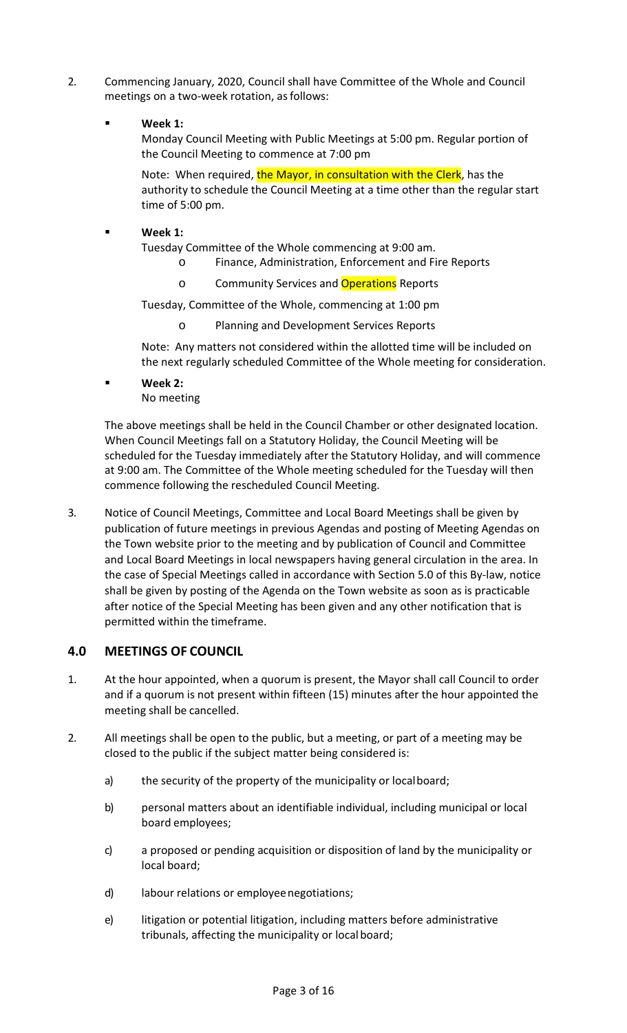2. Commencing January, 2020, Council shall have Committee of the Whole and Council meetings on a two-week rotation, as follows:

   - **Week 1:**
     Monday Council Meeting with Public Meetings at 5:00 pm. Regular portion of the Council Meeting to commence at 7:00 pm

     Note: When required, the Mayor, in consultation with the Clerk, has the authority to schedule the Council Meeting at a time other than the regular start time of 5:00 pm.

   - **Week 1:**
     Tuesday Committee of the Whole commencing at 9:00 am.
       - Finance, Administration, Enforcement and Fire Reports
       - Community Services and Operations Reports

     Tuesday, Committee of the Whole, commencing at 1:00 pm
       - Planning and Development Services Reports

     Note: Any matters not considered within the allotted time will be included on the next regularly scheduled Committee of the Whole meeting for consideration.

   - **Week 2:**
     No meeting

   The above meetings shall be held in the Council Chamber or other designated location. When Council Meetings fall on a Statutory Holiday, the Council Meeting will be scheduled for the Tuesday immediately after the Statutory Holiday, and will commence at 9:00 am. The Committee of the Whole meeting scheduled for the Tuesday will then commence following the rescheduled Council Meeting.

3. Notice of Council Meetings, Committee and Local Board Meetings shall be given by publication of future meetings in previous Agendas and posting of Meeting Agendas on the Town website prior to the meeting and by publication of Council and Committee and Local Board Meetings in local newspapers having general circulation in the area. In the case of Special Meetings called in accordance with Section 5.0 of this By-law, notice shall be given by posting of the Agenda on the Town website as soon as is practicable after notice of the Special Meeting has been given and any other notification that is permitted within the timeframe.

## 4.0 MEETINGS OF COUNCIL

1. At the hour appointed, when a quorum is present, the Mayor shall call Council to order and if a quorum is not present within fifteen (15) minutes after the hour appointed the meeting shall be cancelled.

2. All meetings shall be open to the public, but a meeting, or part of a meeting may be closed to the public if the subject matter being considered is:

   a) the security of the property of the municipality or local board;

   b) personal matters about an identifiable individual, including municipal or local board employees;

   c) a proposed or pending acquisition or disposition of land by the municipality or local board;

   d) labour relations or employee negotiations;

   e) litigation or potential litigation, including matters before administrative tribunals, affecting the municipality or local board;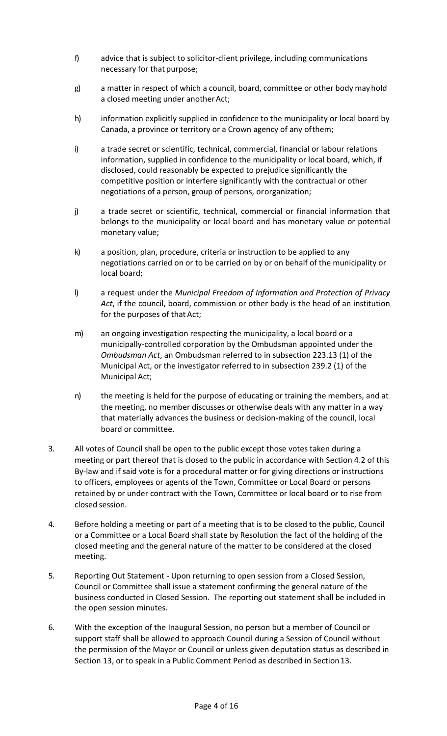f) advice that is subject to solicitor-client privilege, including communications necessary for that purpose;

g) a matter in respect of which a council, board, committee or other body may hold a closed meeting under another Act;

h) information explicitly supplied in confidence to the municipality or local board by Canada, a province or territory or a Crown agency of any of them;

i) a trade secret or scientific, technical, commercial, financial or labour relations information, supplied in confidence to the municipality or local board, which, if disclosed, could reasonably be expected to prejudice significantly the competitive position or interfere significantly with the contractual or other negotiations of a person, group of persons, or organization;

j) a trade secret or scientific, technical, commercial or financial information that belongs to the municipality or local board and has monetary value or potential monetary value;

k) a position, plan, procedure, criteria or instruction to be applied to any negotiations carried on or to be carried on by or on behalf of the municipality or local board;

l) a request under the *Municipal Freedom of Information and Protection of Privacy Act*, if the council, board, commission or other body is the head of an institution for the purposes of that Act;

m) an ongoing investigation respecting the municipality, a local board or a municipally-controlled corporation by the Ombudsman appointed under the *Ombudsman Act*, an Ombudsman referred to in subsection 223.13 (1) of the Municipal Act, or the investigator referred to in subsection 239.2 (1) of the Municipal Act;

n) the meeting is held for the purpose of educating or training the members, and at the meeting, no member discusses or otherwise deals with any matter in a way that materially advances the business or decision-making of the council, local board or committee.

3. All votes of Council shall be open to the public except those votes taken during a meeting or part thereof that is closed to the public in accordance with Section 4.2 of this By-law and if said vote is for a procedural matter or for giving directions or instructions to officers, employees or agents of the Town, Committee or Local Board or persons retained by or under contract with the Town, Committee or local board or to rise from closed session.

4. Before holding a meeting or part of a meeting that is to be closed to the public, Council or a Committee or a Local Board shall state by Resolution the fact of the holding of the closed meeting and the general nature of the matter to be considered at the closed meeting.

5. Reporting Out Statement - Upon returning to open session from a Closed Session, Council or Committee shall issue a statement confirming the general nature of the business conducted in Closed Session. The reporting out statement shall be included in the open session minutes.

6. With the exception of the Inaugural Session, no person but a member of Council or support staff shall be allowed to approach Council during a Session of Council without the permission of the Mayor or Council or unless given deputation status as described in Section 13, or to speak in a Public Comment Period as described in Section 13.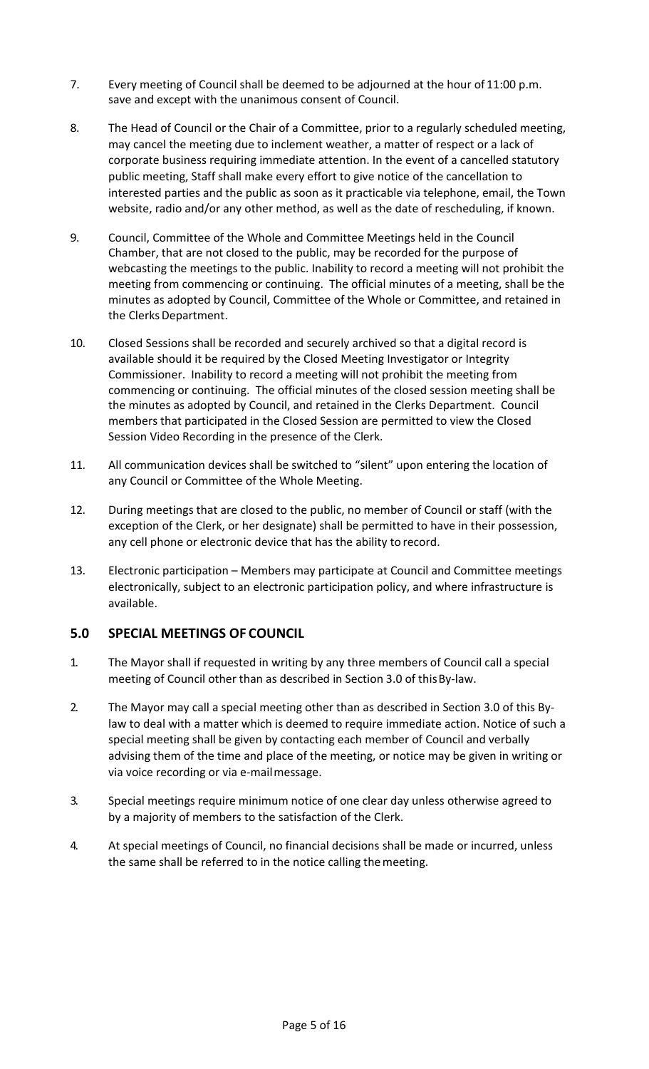7. Every meeting of Council shall be deemed to be adjourned at the hour of 11:00 p.m. save and except with the unanimous consent of Council.

8. The Head of Council or the Chair of a Committee, prior to a regularly scheduled meeting, may cancel the meeting due to inclement weather, a matter of respect or a lack of corporate business requiring immediate attention. In the event of a cancelled statutory public meeting, Staff shall make every effort to give notice of the cancellation to interested parties and the public as soon as it practicable via telephone, email, the Town website, radio and/or any other method, as well as the date of rescheduling, if known.

9. Council, Committee of the Whole and Committee Meetings held in the Council Chamber, that are not closed to the public, may be recorded for the purpose of webcasting the meetings to the public. Inability to record a meeting will not prohibit the meeting from commencing or continuing. The official minutes of a meeting, shall be the minutes as adopted by Council, Committee of the Whole or Committee, and retained in the Clerks Department.

10. Closed Sessions shall be recorded and securely archived so that a digital record is available should it be required by the Closed Meeting Investigator or Integrity Commissioner. Inability to record a meeting will not prohibit the meeting from commencing or continuing. The official minutes of the closed session meeting shall be the minutes as adopted by Council, and retained in the Clerks Department. Council members that participated in the Closed Session are permitted to view the Closed Session Video Recording in the presence of the Clerk.

11. All communication devices shall be switched to "silent" upon entering the location of any Council or Committee of the Whole Meeting.

12. During meetings that are closed to the public, no member of Council or staff (with the exception of the Clerk, or her designate) shall be permitted to have in their possession, any cell phone or electronic device that has the ability to record.

13. Electronic participation – Members may participate at Council and Committee meetings electronically, subject to an electronic participation policy, and where infrastructure is available.

## 5.0 SPECIAL MEETINGS OF COUNCIL

1. The Mayor shall if requested in writing by any three members of Council call a special meeting of Council other than as described in Section 3.0 of this By-law.

2. The Mayor may call a special meeting other than as described in Section 3.0 of this By-law to deal with a matter which is deemed to require immediate action. Notice of such a special meeting shall be given by contacting each member of Council and verbally advising them of the time and place of the meeting, or notice may be given in writing or via voice recording or via e-mail message.

3. Special meetings require minimum notice of one clear day unless otherwise agreed to by a majority of members to the satisfaction of the Clerk.

4. At special meetings of Council, no financial decisions shall be made or incurred, unless the same shall be referred to in the notice calling the meeting.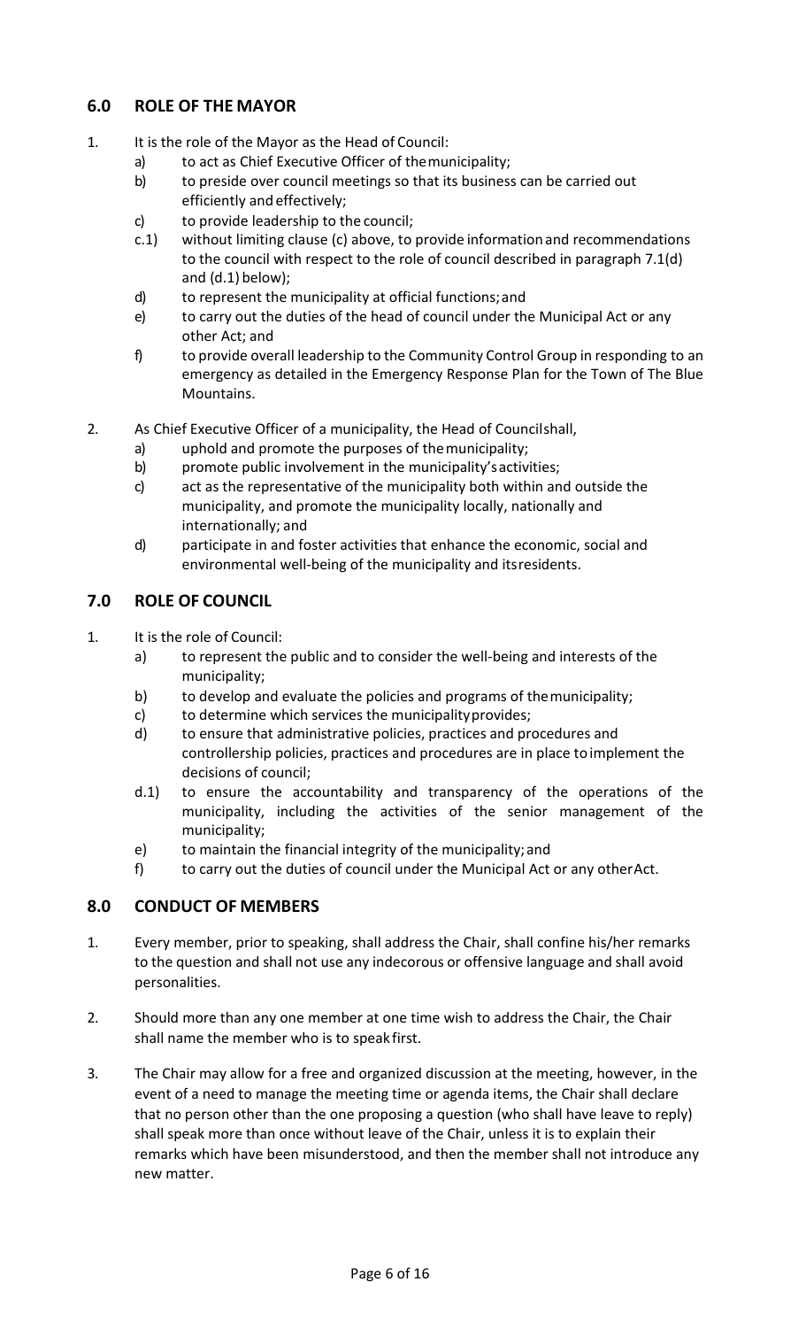## 6.0 ROLE OF THE MAYOR

1. It is the role of the Mayor as the Head of Council:
    - a) to act as Chief Executive Officer of the municipality;
    - b) to preside over council meetings so that its business can be carried out efficiently and effectively;
    - c) to provide leadership to the council;
    - c.1) without limiting clause (c) above, to provide information and recommendations to the council with respect to the role of council described in paragraph 7.1(d) and (d.1) below);
    - d) to represent the municipality at official functions; and
    - e) to carry out the duties of the head of council under the Municipal Act or any other Act; and
    - f) to provide overall leadership to the Community Control Group in responding to an emergency as detailed in the Emergency Response Plan for the Town of The Blue Mountains.

2. As Chief Executive Officer of a municipality, the Head of Council shall,
    - a) uphold and promote the purposes of the municipality;
    - b) promote public involvement in the municipality's activities;
    - c) act as the representative of the municipality both within and outside the municipality, and promote the municipality locally, nationally and internationally; and
    - d) participate in and foster activities that enhance the economic, social and environmental well-being of the municipality and its residents.

## 7.0 ROLE OF COUNCIL

1. It is the role of Council:
    - a) to represent the public and to consider the well-being and interests of the municipality;
    - b) to develop and evaluate the policies and programs of the municipality;
    - c) to determine which services the municipality provides;
    - d) to ensure that administrative policies, practices and procedures and controllership policies, practices and procedures are in place to implement the decisions of council;
    - d.1) to ensure the accountability and transparency of the operations of the municipality, including the activities of the senior management of the municipality;
    - e) to maintain the financial integrity of the municipality; and
    - f) to carry out the duties of council under the Municipal Act or any other Act.

## 8.0 CONDUCT OF MEMBERS

1. Every member, prior to speaking, shall address the Chair, shall confine his/her remarks to the question and shall not use any indecorous or offensive language and shall avoid personalities.

2. Should more than any one member at one time wish to address the Chair, the Chair shall name the member who is to speak first.

3. The Chair may allow for a free and organized discussion at the meeting, however, in the event of a need to manage the meeting time or agenda items, the Chair shall declare that no person other than the one proposing a question (who shall have leave to reply) shall speak more than once without leave of the Chair, unless it is to explain their remarks which have been misunderstood, and then the member shall not introduce any new matter.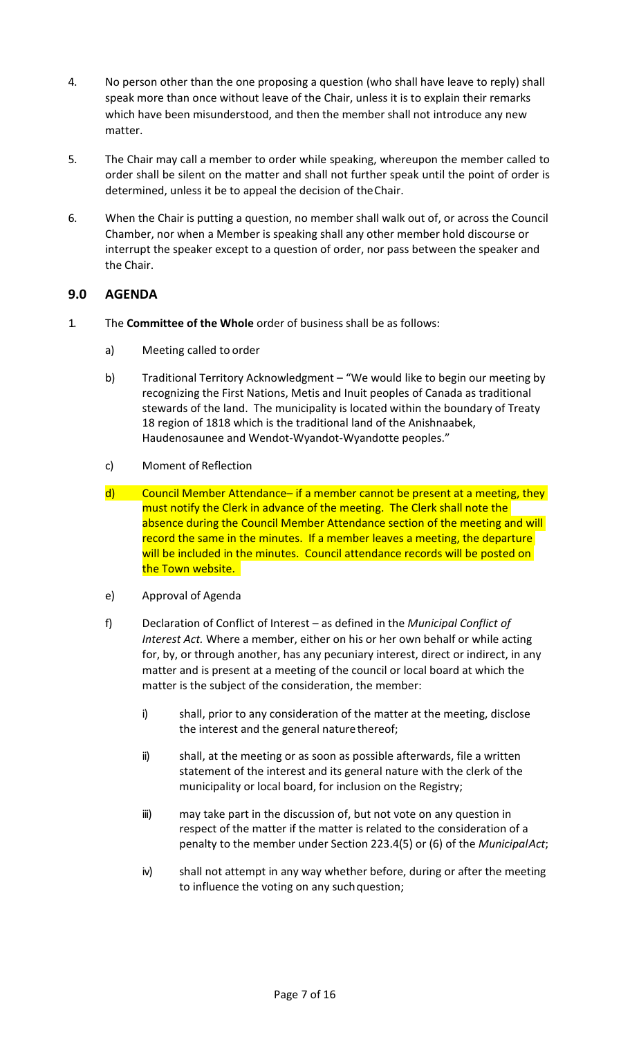4. No person other than the one proposing a question (who shall have leave to reply) shall speak more than once without leave of the Chair, unless it is to explain their remarks which have been misunderstood, and then the member shall not introduce any new matter.

5. The Chair may call a member to order while speaking, whereupon the member called to order shall be silent on the matter and shall not further speak until the point of order is determined, unless it be to appeal the decision of the Chair.

6. When the Chair is putting a question, no member shall walk out of, or across the Council Chamber, nor when a Member is speaking shall any other member hold discourse or interrupt the speaker except to a question of order, nor pass between the speaker and the Chair.

## 9.0 AGENDA

1. The **Committee of the Whole** order of business shall be as follows:

   a) Meeting called to order

   b) Traditional Territory Acknowledgment – "We would like to begin our meeting by recognizing the First Nations, Metis and Inuit peoples of Canada as traditional stewards of the land. The municipality is located within the boundary of Treaty 18 region of 1818 which is the traditional land of the Anishnaabek, Haudenosaunee and Wendot-Wyandot-Wyandotte peoples."

   c) Moment of Reflection

   d) Council Member Attendance– if a member cannot be present at a meeting, they must notify the Clerk in advance of the meeting. The Clerk shall note the absence during the Council Member Attendance section of the meeting and will record the same in the minutes. If a member leaves a meeting, the departure will be included in the minutes. Council attendance records will be posted on the Town website.

   e) Approval of Agenda

   f) Declaration of Conflict of Interest – as defined in the *Municipal Conflict of Interest Act.* Where a member, either on his or her own behalf or while acting for, by, or through another, has any pecuniary interest, direct or indirect, in any matter and is present at a meeting of the council or local board at which the matter is the subject of the consideration, the member:

      i) shall, prior to any consideration of the matter at the meeting, disclose the interest and the general nature thereof;

      ii) shall, at the meeting or as soon as possible afterwards, file a written statement of the interest and its general nature with the clerk of the municipality or local board, for inclusion on the Registry;

      iii) may take part in the discussion of, but not vote on any question in respect of the matter if the matter is related to the consideration of a penalty to the member under Section 223.4(5) or (6) of the *Municipal Act*;

      iv) shall not attempt in any way whether before, during or after the meeting to influence the voting on any such question;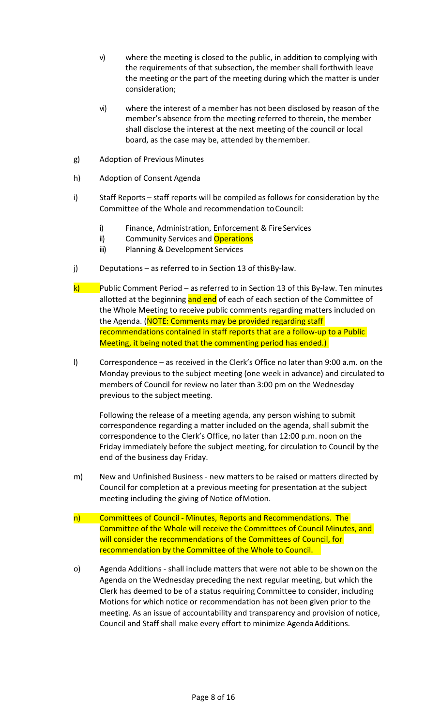v) where the meeting is closed to the public, in addition to complying with the requirements of that subsection, the member shall forthwith leave the meeting or the part of the meeting during which the matter is under consideration;

vi) where the interest of a member has not been disclosed by reason of the member's absence from the meeting referred to therein, the member shall disclose the interest at the next meeting of the council or local board, as the case may be, attended by the member.

g) Adoption of Previous Minutes

h) Adoption of Consent Agenda

i) Staff Reports – staff reports will be compiled as follows for consideration by the Committee of the Whole and recommendation to Council:

   i) Finance, Administration, Enforcement & Fire Services
   ii) Community Services and Operations
   iii) Planning & Development Services

j) Deputations – as referred to in Section 13 of this By-law.

k) Public Comment Period – as referred to in Section 13 of this By-law. Ten minutes allotted at the beginning and end of each of each section of the Committee of the Whole Meeting to receive public comments regarding matters included on the Agenda. (NOTE: Comments may be provided regarding staff recommendations contained in staff reports that are a follow-up to a Public Meeting, it being noted that the commenting period has ended.)

l) Correspondence – as received in the Clerk's Office no later than 9:00 a.m. on the Monday previous to the subject meeting (one week in advance) and circulated to members of Council for review no later than 3:00 pm on the Wednesday previous to the subject meeting.

   Following the release of a meeting agenda, any person wishing to submit correspondence regarding a matter included on the agenda, shall submit the correspondence to the Clerk's Office, no later than 12:00 p.m. noon on the Friday immediately before the subject meeting, for circulation to Council by the end of the business day Friday.

m) New and Unfinished Business - new matters to be raised or matters directed by Council for completion at a previous meeting for presentation at the subject meeting including the giving of Notice of Motion.

n) Committees of Council - Minutes, Reports and Recommendations. The Committee of the Whole will receive the Committees of Council Minutes, and will consider the recommendations of the Committees of Council, for recommendation by the Committee of the Whole to Council.

o) Agenda Additions - shall include matters that were not able to be shown on the Agenda on the Wednesday preceding the next regular meeting, but which the Clerk has deemed to be of a status requiring Committee to consider, including Motions for which notice or recommendation has not been given prior to the meeting. As an issue of accountability and transparency and provision of notice, Council and Staff shall make every effort to minimize Agenda Additions.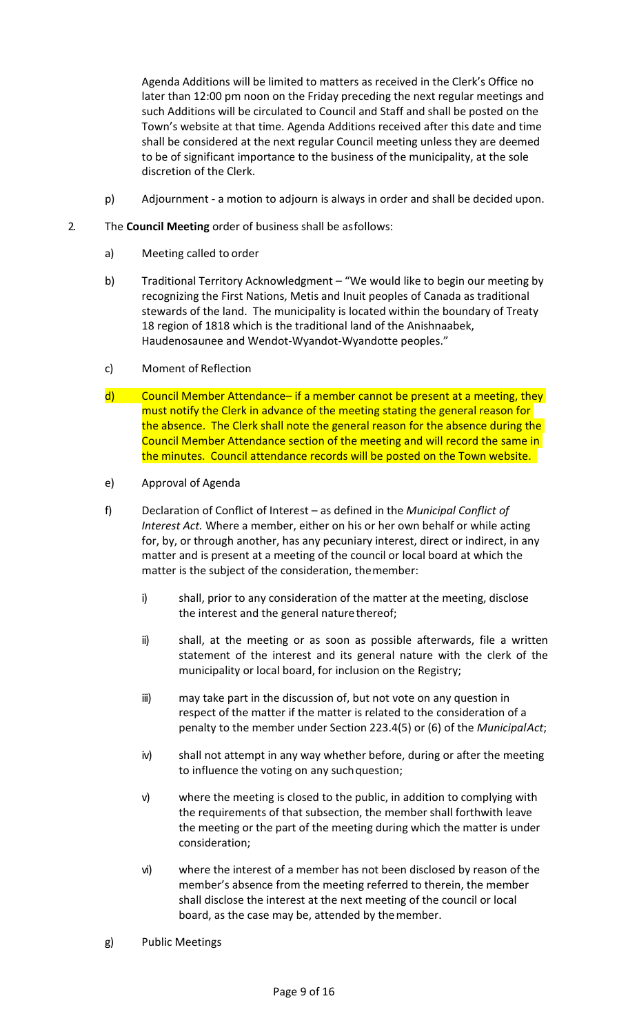Agenda Additions will be limited to matters as received in the Clerk's Office no later than 12:00 pm noon on the Friday preceding the next regular meetings and such Additions will be circulated to Council and Staff and shall be posted on the Town's website at that time. Agenda Additions received after this date and time shall be considered at the next regular Council meeting unless they are deemed to be of significant importance to the business of the municipality, at the sole discretion of the Clerk.

p) Adjournment - a motion to adjourn is always in order and shall be decided upon.

2. The **Council Meeting** order of business shall be as follows:

a) Meeting called to order

b) Traditional Territory Acknowledgment – "We would like to begin our meeting by recognizing the First Nations, Metis and Inuit peoples of Canada as traditional stewards of the land. The municipality is located within the boundary of Treaty 18 region of 1818 which is the traditional land of the Anishnaabek, Haudenosaunee and Wendot-Wyandot-Wyandotte peoples."

c) Moment of Reflection

d) Council Member Attendance– if a member cannot be present at a meeting, they must notify the Clerk in advance of the meeting stating the general reason for the absence. The Clerk shall note the general reason for the absence during the Council Member Attendance section of the meeting and will record the same in the minutes. Council attendance records will be posted on the Town website.

e) Approval of Agenda

f) Declaration of Conflict of Interest – as defined in the *Municipal Conflict of Interest Act.* Where a member, either on his or her own behalf or while acting for, by, or through another, has any pecuniary interest, direct or indirect, in any matter and is present at a meeting of the council or local board at which the matter is the subject of the consideration, the member:

   i) shall, prior to any consideration of the matter at the meeting, disclose the interest and the general nature thereof;

   ii) shall, at the meeting or as soon as possible afterwards, file a written statement of the interest and its general nature with the clerk of the municipality or local board, for inclusion on the Registry;

   iii) may take part in the discussion of, but not vote on any question in respect of the matter if the matter is related to the consideration of a penalty to the member under Section 223.4(5) or (6) of the *Municipal Act*;

   iv) shall not attempt in any way whether before, during or after the meeting to influence the voting on any such question;

   v) where the meeting is closed to the public, in addition to complying with the requirements of that subsection, the member shall forthwith leave the meeting or the part of the meeting during which the matter is under consideration;

   vi) where the interest of a member has not been disclosed by reason of the member's absence from the meeting referred to therein, the member shall disclose the interest at the next meeting of the council or local board, as the case may be, attended by the member.

g) Public Meetings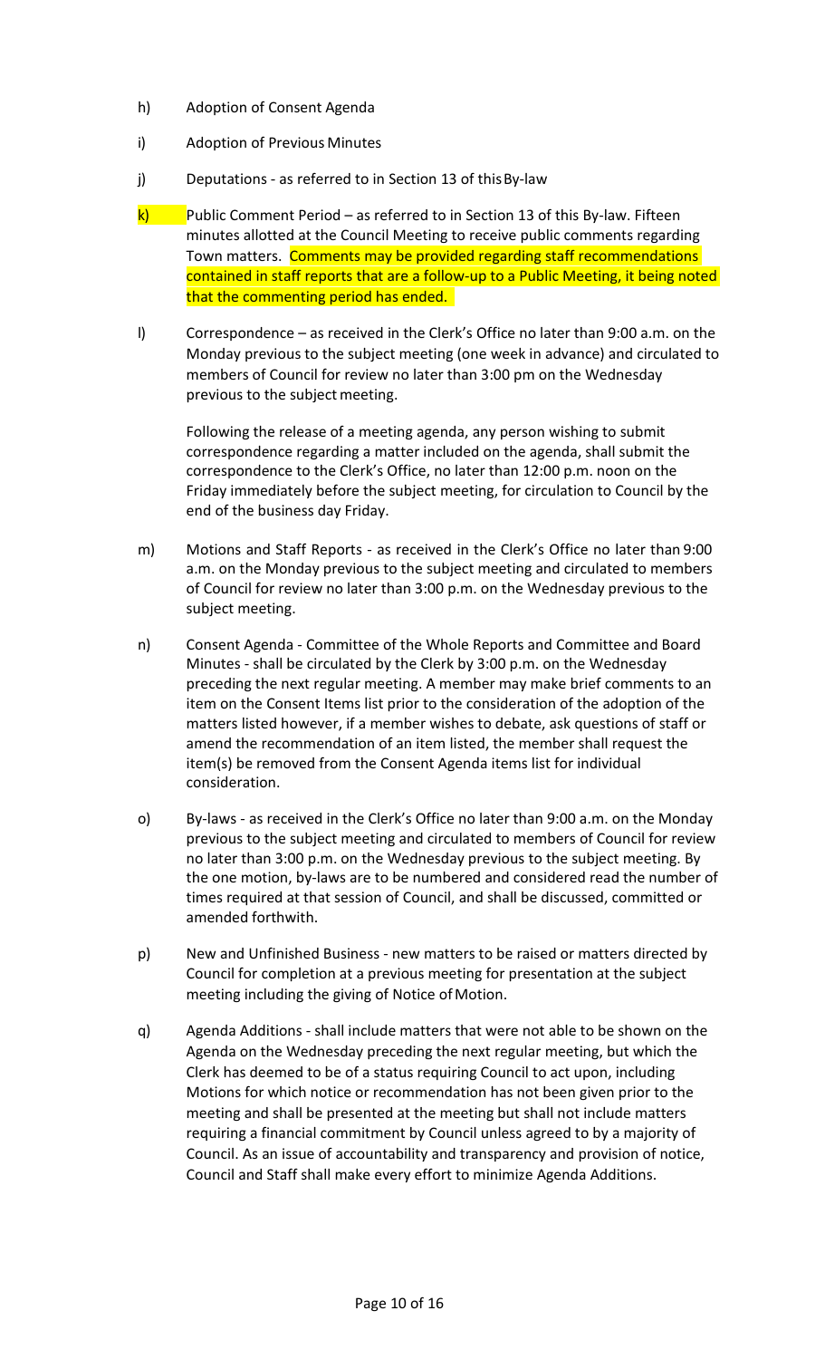h) Adoption of Consent Agenda

i) Adoption of Previous Minutes

j) Deputations - as referred to in Section 13 of this By-law

k) Public Comment Period – as referred to in Section 13 of this By-law. Fifteen minutes allotted at the Council Meeting to receive public comments regarding Town matters. Comments may be provided regarding staff recommendations contained in staff reports that are a follow-up to a Public Meeting, it being noted that the commenting period has ended.

l) Correspondence – as received in the Clerk's Office no later than 9:00 a.m. on the Monday previous to the subject meeting (one week in advance) and circulated to members of Council for review no later than 3:00 pm on the Wednesday previous to the subject meeting.

Following the release of a meeting agenda, any person wishing to submit correspondence regarding a matter included on the agenda, shall submit the correspondence to the Clerk's Office, no later than 12:00 p.m. noon on the Friday immediately before the subject meeting, for circulation to Council by the end of the business day Friday.

m) Motions and Staff Reports - as received in the Clerk's Office no later than 9:00 a.m. on the Monday previous to the subject meeting and circulated to members of Council for review no later than 3:00 p.m. on the Wednesday previous to the subject meeting.

n) Consent Agenda - Committee of the Whole Reports and Committee and Board Minutes - shall be circulated by the Clerk by 3:00 p.m. on the Wednesday preceding the next regular meeting. A member may make brief comments to an item on the Consent Items list prior to the consideration of the adoption of the matters listed however, if a member wishes to debate, ask questions of staff or amend the recommendation of an item listed, the member shall request the item(s) be removed from the Consent Agenda items list for individual consideration.

o) By-laws - as received in the Clerk's Office no later than 9:00 a.m. on the Monday previous to the subject meeting and circulated to members of Council for review no later than 3:00 p.m. on the Wednesday previous to the subject meeting. By the one motion, by-laws are to be numbered and considered read the number of times required at that session of Council, and shall be discussed, committed or amended forthwith.

p) New and Unfinished Business - new matters to be raised or matters directed by Council for completion at a previous meeting for presentation at the subject meeting including the giving of Notice of Motion.

q) Agenda Additions - shall include matters that were not able to be shown on the Agenda on the Wednesday preceding the next regular meeting, but which the Clerk has deemed to be of a status requiring Council to act upon, including Motions for which notice or recommendation has not been given prior to the meeting and shall be presented at the meeting but shall not include matters requiring a financial commitment by Council unless agreed to by a majority of Council. As an issue of accountability and transparency and provision of notice, Council and Staff shall make every effort to minimize Agenda Additions.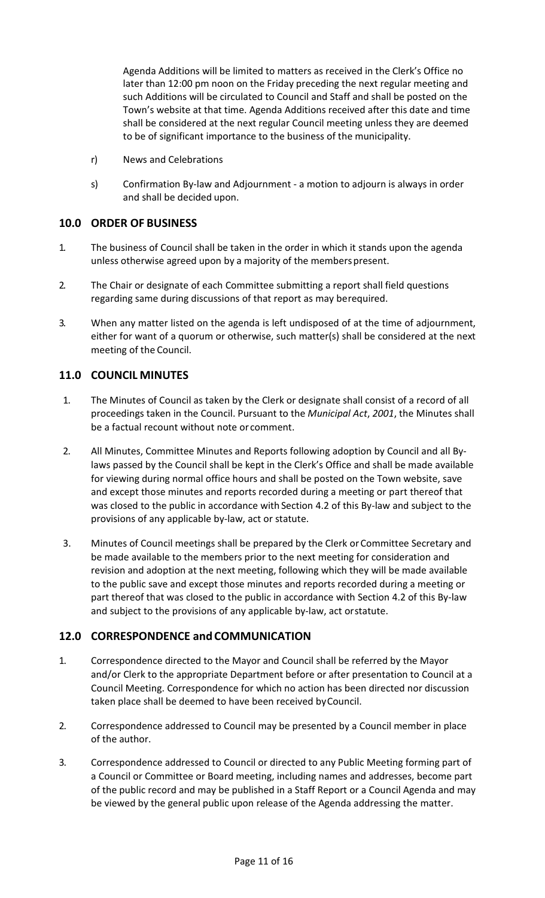Agenda Additions will be limited to matters as received in the Clerk's Office no later than 12:00 pm noon on the Friday preceding the next regular meeting and such Additions will be circulated to Council and Staff and shall be posted on the Town's website at that time. Agenda Additions received after this date and time shall be considered at the next regular Council meeting unless they are deemed to be of significant importance to the business of the municipality.

r) News and Celebrations

s) Confirmation By-law and Adjournment - a motion to adjourn is always in order and shall be decided upon.

## 10.0 ORDER OF BUSINESS

1. The business of Council shall be taken in the order in which it stands upon the agenda unless otherwise agreed upon by a majority of the members present.

2. The Chair or designate of each Committee submitting a report shall field questions regarding same during discussions of that report as may be required.

3. When any matter listed on the agenda is left undisposed of at the time of adjournment, either for want of a quorum or otherwise, such matter(s) shall be considered at the next meeting of the Council.

## 11.0 COUNCIL MINUTES

1. The Minutes of Council as taken by the Clerk or designate shall consist of a record of all proceedings taken in the Council. Pursuant to the *Municipal Act*, *2001*, the Minutes shall be a factual recount without note or comment.

2. All Minutes, Committee Minutes and Reports following adoption by Council and all By-laws passed by the Council shall be kept in the Clerk's Office and shall be made available for viewing during normal office hours and shall be posted on the Town website, save and except those minutes and reports recorded during a meeting or part thereof that was closed to the public in accordance with Section 4.2 of this By-law and subject to the provisions of any applicable by-law, act or statute.

3. Minutes of Council meetings shall be prepared by the Clerk or Committee Secretary and be made available to the members prior to the next meeting for consideration and revision and adoption at the next meeting, following which they will be made available to the public save and except those minutes and reports recorded during a meeting or part thereof that was closed to the public in accordance with Section 4.2 of this By-law and subject to the provisions of any applicable by-law, act or statute.

## 12.0 CORRESPONDENCE and COMMUNICATION

1. Correspondence directed to the Mayor and Council shall be referred by the Mayor and/or Clerk to the appropriate Department before or after presentation to Council at a Council Meeting. Correspondence for which no action has been directed nor discussion taken place shall be deemed to have been received by Council.

2. Correspondence addressed to Council may be presented by a Council member in place of the author.

3. Correspondence addressed to Council or directed to any Public Meeting forming part of a Council or Committee or Board meeting, including names and addresses, become part of the public record and may be published in a Staff Report or a Council Agenda and may be viewed by the general public upon release of the Agenda addressing the matter.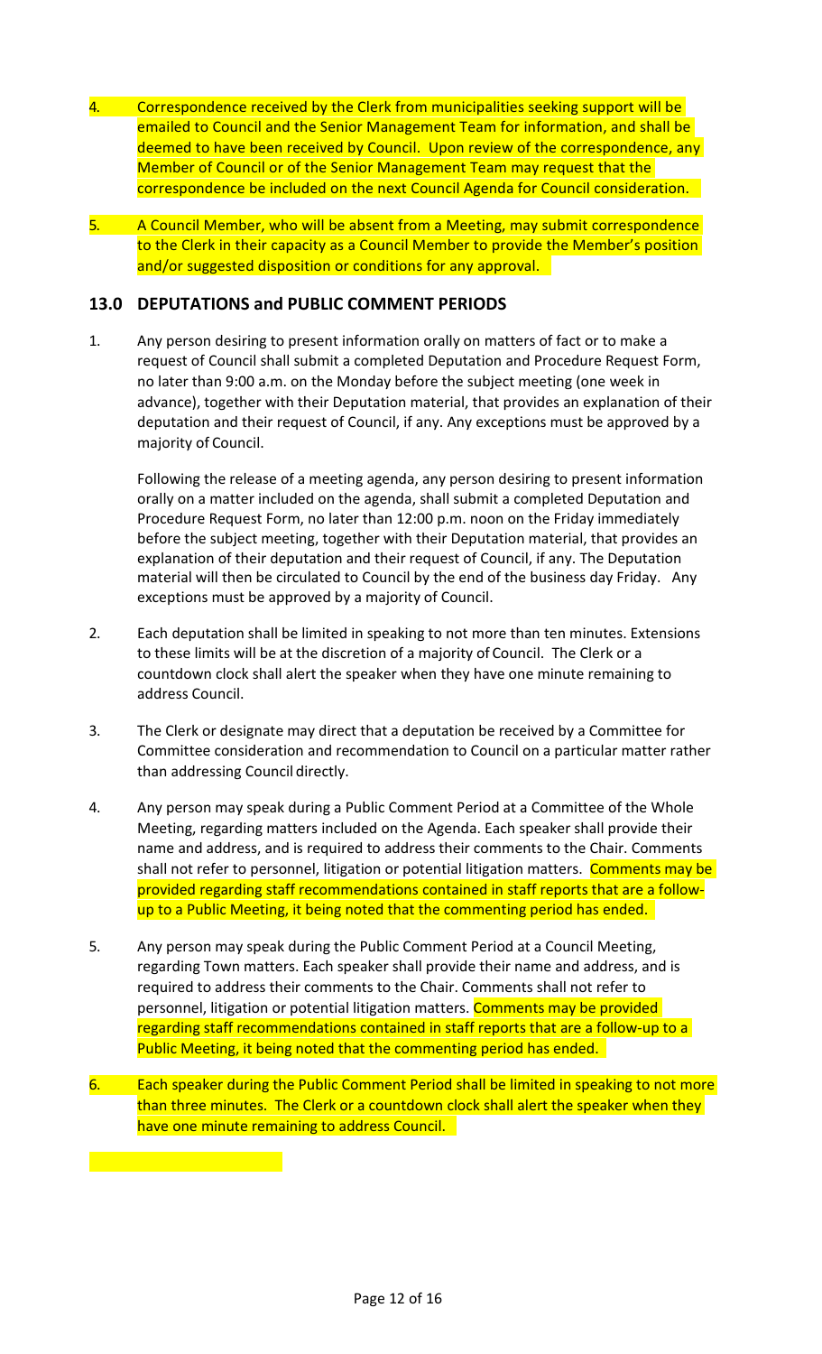4. Correspondence received by the Clerk from municipalities seeking support will be emailed to Council and the Senior Management Team for information, and shall be deemed to have been received by Council. Upon review of the correspondence, any Member of Council or of the Senior Management Team may request that the correspondence be included on the next Council Agenda for Council consideration.

5. A Council Member, who will be absent from a Meeting, may submit correspondence to the Clerk in their capacity as a Council Member to provide the Member's position and/or suggested disposition or conditions for any approval.

## 13.0 DEPUTATIONS and PUBLIC COMMENT PERIODS

1. Any person desiring to present information orally on matters of fact or to make a request of Council shall submit a completed Deputation and Procedure Request Form, no later than 9:00 a.m. on the Monday before the subject meeting (one week in advance), together with their Deputation material, that provides an explanation of their deputation and their request of Council, if any. Any exceptions must be approved by a majority of Council.

   Following the release of a meeting agenda, any person desiring to present information orally on a matter included on the agenda, shall submit a completed Deputation and Procedure Request Form, no later than 12:00 p.m. noon on the Friday immediately before the subject meeting, together with their Deputation material, that provides an explanation of their deputation and their request of Council, if any. The Deputation material will then be circulated to Council by the end of the business day Friday. Any exceptions must be approved by a majority of Council.

2. Each deputation shall be limited in speaking to not more than ten minutes. Extensions to these limits will be at the discretion of a majority of Council. The Clerk or a countdown clock shall alert the speaker when they have one minute remaining to address Council.

3. The Clerk or designate may direct that a deputation be received by a Committee for Committee consideration and recommendation to Council on a particular matter rather than addressing Council directly.

4. Any person may speak during a Public Comment Period at a Committee of the Whole Meeting, regarding matters included on the Agenda. Each speaker shall provide their name and address, and is required to address their comments to the Chair. Comments shall not refer to personnel, litigation or potential litigation matters. Comments may be provided regarding staff recommendations contained in staff reports that are a follow-up to a Public Meeting, it being noted that the commenting period has ended.

5. Any person may speak during the Public Comment Period at a Council Meeting, regarding Town matters. Each speaker shall provide their name and address, and is required to address their comments to the Chair. Comments shall not refer to personnel, litigation or potential litigation matters. Comments may be provided regarding staff recommendations contained in staff reports that are a follow-up to a Public Meeting, it being noted that the commenting period has ended.

6. Each speaker during the Public Comment Period shall be limited in speaking to not more than three minutes. The Clerk or a countdown clock shall alert the speaker when they have one minute remaining to address Council.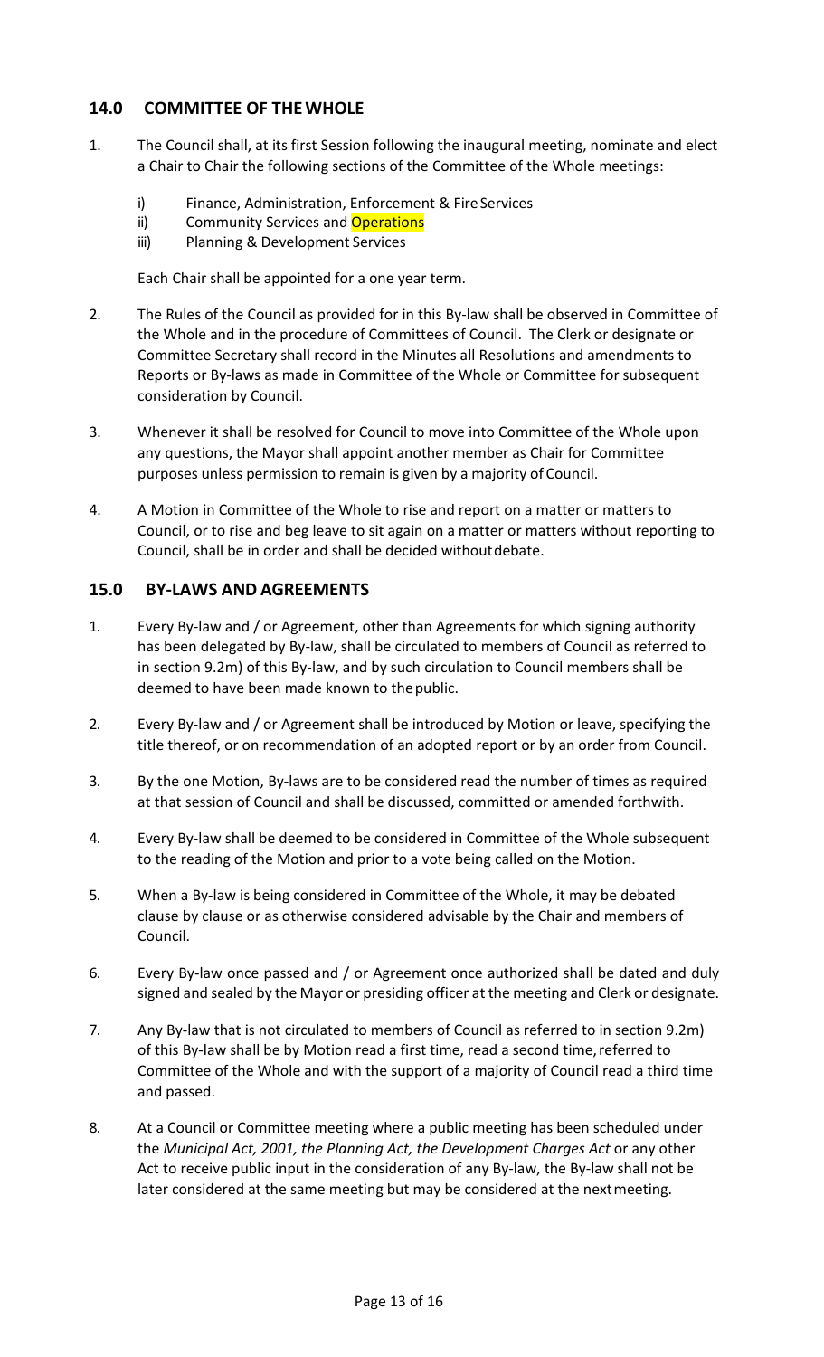## 14.0 COMMITTEE OF THE WHOLE

1. The Council shall, at its first Session following the inaugural meeting, nominate and elect a Chair to Chair the following sections of the Committee of the Whole meetings:

   i) Finance, Administration, Enforcement & Fire Services
   ii) Community Services and Operations
   iii) Planning & Development Services

   Each Chair shall be appointed for a one year term.

2. The Rules of the Council as provided for in this By-law shall be observed in Committee of the Whole and in the procedure of Committees of Council. The Clerk or designate or Committee Secretary shall record in the Minutes all Resolutions and amendments to Reports or By-laws as made in Committee of the Whole or Committee for subsequent consideration by Council.

3. Whenever it shall be resolved for Council to move into Committee of the Whole upon any questions, the Mayor shall appoint another member as Chair for Committee purposes unless permission to remain is given by a majority of Council.

4. A Motion in Committee of the Whole to rise and report on a matter or matters to Council, or to rise and beg leave to sit again on a matter or matters without reporting to Council, shall be in order and shall be decided without debate.

## 15.0 BY-LAWS AND AGREEMENTS

1. Every By-law and / or Agreement, other than Agreements for which signing authority has been delegated by By-law, shall be circulated to members of Council as referred to in section 9.2m) of this By-law, and by such circulation to Council members shall be deemed to have been made known to the public.

2. Every By-law and / or Agreement shall be introduced by Motion or leave, specifying the title thereof, or on recommendation of an adopted report or by an order from Council.

3. By the one Motion, By-laws are to be considered read the number of times as required at that session of Council and shall be discussed, committed or amended forthwith.

4. Every By-law shall be deemed to be considered in Committee of the Whole subsequent to the reading of the Motion and prior to a vote being called on the Motion.

5. When a By-law is being considered in Committee of the Whole, it may be debated clause by clause or as otherwise considered advisable by the Chair and members of Council.

6. Every By-law once passed and / or Agreement once authorized shall be dated and duly signed and sealed by the Mayor or presiding officer at the meeting and Clerk or designate.

7. Any By-law that is not circulated to members of Council as referred to in section 9.2m) of this By-law shall be by Motion read a first time, read a second time, referred to Committee of the Whole and with the support of a majority of Council read a third time and passed.

8. At a Council or Committee meeting where a public meeting has been scheduled under the *Municipal Act, 2001, the Planning Act, the Development Charges Act* or any other Act to receive public input in the consideration of any By-law, the By-law shall not be later considered at the same meeting but may be considered at the next meeting.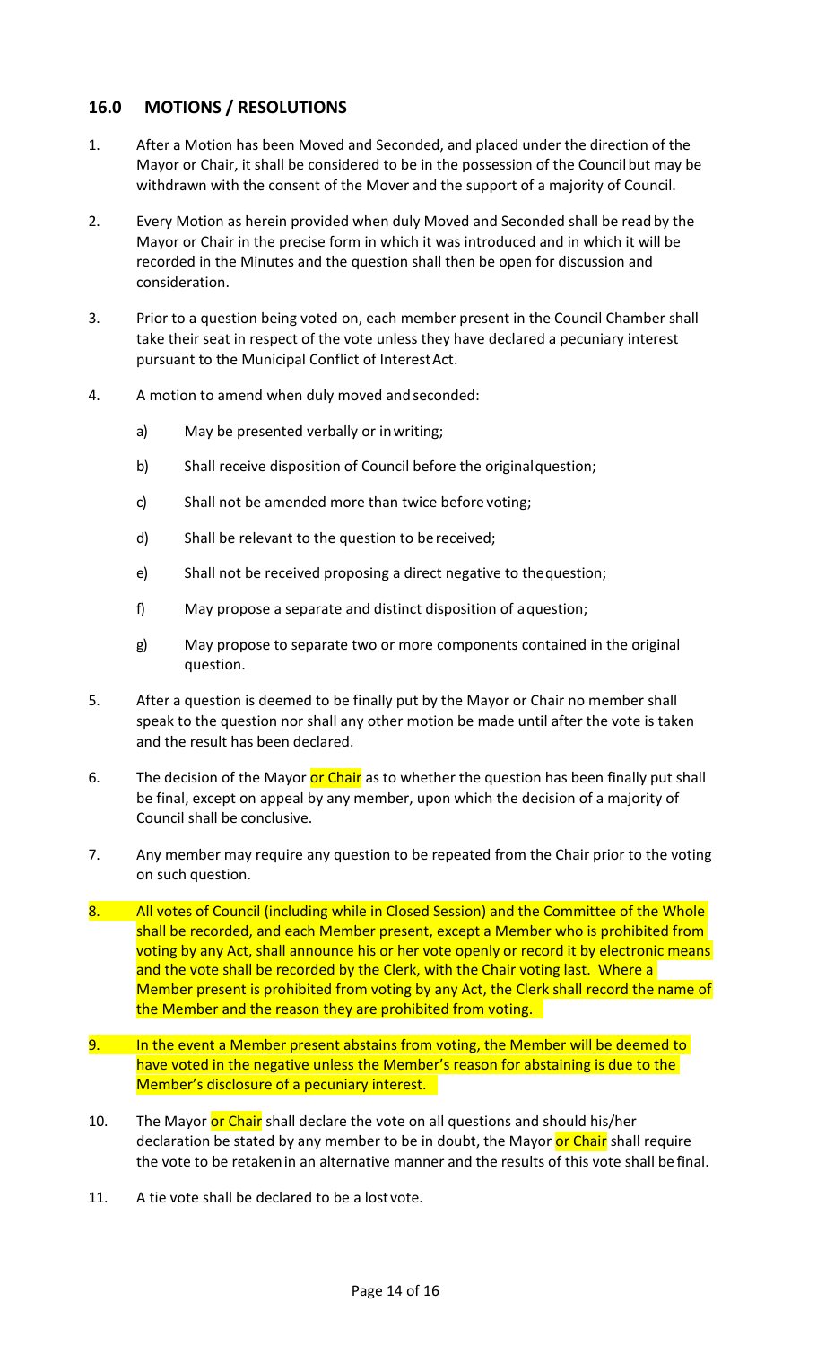## 16.0 MOTIONS / RESOLUTIONS

1. After a Motion has been Moved and Seconded, and placed under the direction of the Mayor or Chair, it shall be considered to be in the possession of the Council but may be withdrawn with the consent of the Mover and the support of a majority of Council.

2. Every Motion as herein provided when duly Moved and Seconded shall be read by the Mayor or Chair in the precise form in which it was introduced and in which it will be recorded in the Minutes and the question shall then be open for discussion and consideration.

3. Prior to a question being voted on, each member present in the Council Chamber shall take their seat in respect of the vote unless they have declared a pecuniary interest pursuant to the Municipal Conflict of Interest Act.

4. A motion to amend when duly moved and seconded:

   a) May be presented verbally or in writing;

   b) Shall receive disposition of Council before the original question;

   c) Shall not be amended more than twice before voting;

   d) Shall be relevant to the question to be received;

   e) Shall not be received proposing a direct negative to the question;

   f) May propose a separate and distinct disposition of a question;

   g) May propose to separate two or more components contained in the original question.

5. After a question is deemed to be finally put by the Mayor or Chair no member shall speak to the question nor shall any other motion be made until after the vote is taken and the result has been declared.

6. The decision of the Mayor or Chair as to whether the question has been finally put shall be final, except on appeal by any member, upon which the decision of a majority of Council shall be conclusive.

7. Any member may require any question to be repeated from the Chair prior to the voting on such question.

8. All votes of Council (including while in Closed Session) and the Committee of the Whole shall be recorded, and each Member present, except a Member who is prohibited from voting by any Act, shall announce his or her vote openly or record it by electronic means and the vote shall be recorded by the Clerk, with the Chair voting last. Where a Member present is prohibited from voting by any Act, the Clerk shall record the name of the Member and the reason they are prohibited from voting.

9. In the event a Member present abstains from voting, the Member will be deemed to have voted in the negative unless the Member's reason for abstaining is due to the Member's disclosure of a pecuniary interest.

10. The Mayor or Chair shall declare the vote on all questions and should his/her declaration be stated by any member to be in doubt, the Mayor or Chair shall require the vote to be retaken in an alternative manner and the results of this vote shall be final.

11. A tie vote shall be declared to be a lost vote.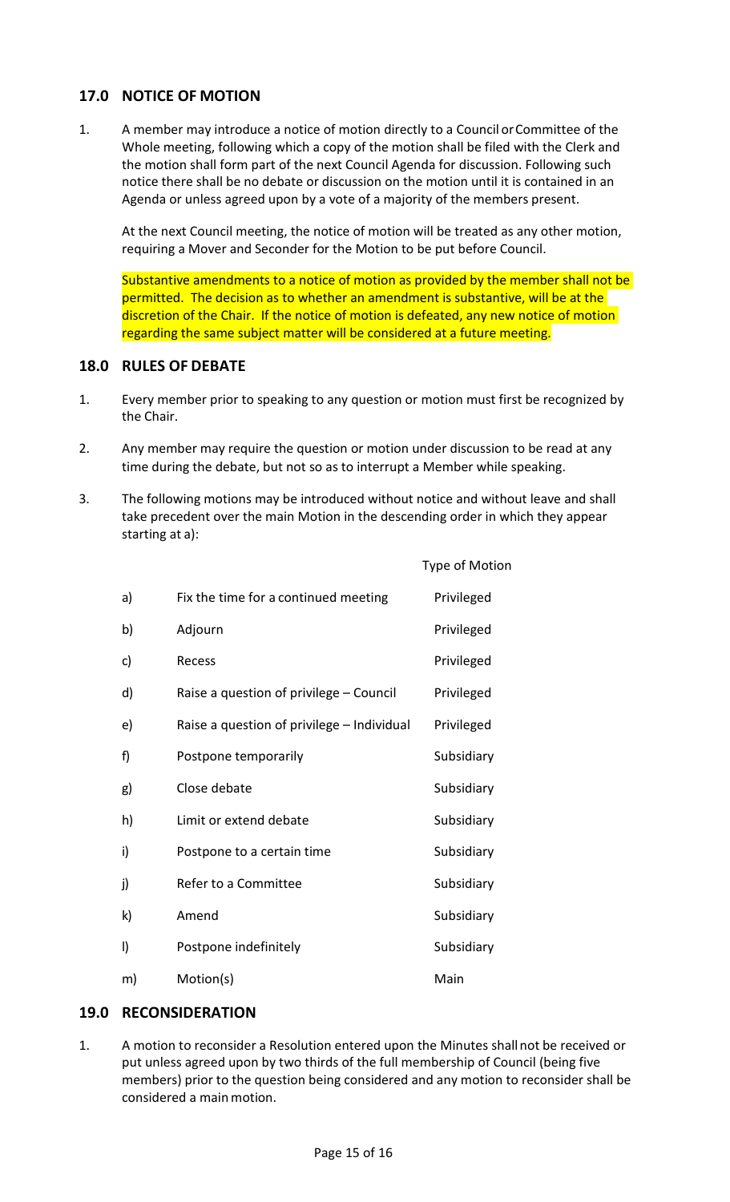## 17.0 NOTICE OF MOTION

1. A member may introduce a notice of motion directly to a Council or Committee of the Whole meeting, following which a copy of the motion shall be filed with the Clerk and the motion shall form part of the next Council Agenda for discussion. Following such notice there shall be no debate or discussion on the motion until it is contained in an Agenda or unless agreed upon by a vote of a majority of the members present.

   At the next Council meeting, the notice of motion will be treated as any other motion, requiring a Mover and Seconder for the Motion to be put before Council.

   Substantive amendments to a notice of motion as provided by the member shall not be permitted. The decision as to whether an amendment is substantive, will be at the discretion of the Chair. If the notice of motion is defeated, any new notice of motion regarding the same subject matter will be considered at a future meeting.

## 18.0 RULES OF DEBATE

1. Every member prior to speaking to any question or motion must first be recognized by the Chair.

2. Any member may require the question or motion under discussion to be read at any time during the debate, but not so as to interrupt a Member while speaking.

3. The following motions may be introduced without notice and without leave and shall take precedent over the main Motion in the descending order in which they appear starting at a):

| | | Type of Motion |
|---|---|---|
| a) | Fix the time for a continued meeting | Privileged |
| b) | Adjourn | Privileged |
| c) | Recess | Privileged |
| d) | Raise a question of privilege – Council | Privileged |
| e) | Raise a question of privilege – Individual | Privileged |
| f) | Postpone temporarily | Subsidiary |
| g) | Close debate | Subsidiary |
| h) | Limit or extend debate | Subsidiary |
| i) | Postpone to a certain time | Subsidiary |
| j) | Refer to a Committee | Subsidiary |
| k) | Amend | Subsidiary |
| l) | Postpone indefinitely | Subsidiary |
| m) | Motion(s) | Main |

## 19.0 RECONSIDERATION

1. A motion to reconsider a Resolution entered upon the Minutes shall not be received or put unless agreed upon by two thirds of the full membership of Council (being five members) prior to the question being considered and any motion to reconsider shall be considered a main motion.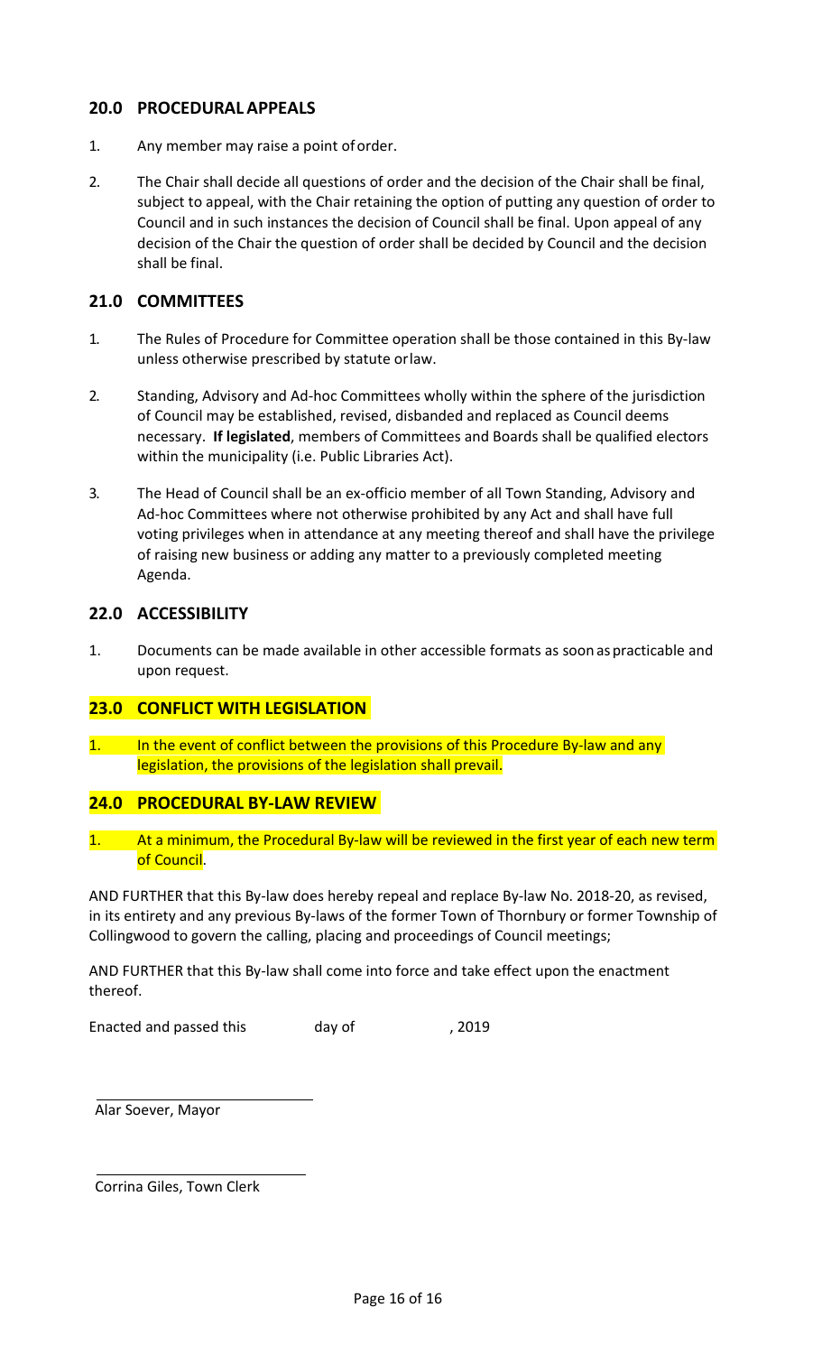## 20.0 PROCEDURAL APPEALS

1. Any member may raise a point of order.

2. The Chair shall decide all questions of order and the decision of the Chair shall be final, subject to appeal, with the Chair retaining the option of putting any question of order to Council and in such instances the decision of Council shall be final. Upon appeal of any decision of the Chair the question of order shall be decided by Council and the decision shall be final.

## 21.0 COMMITTEES

1. The Rules of Procedure for Committee operation shall be those contained in this By-law unless otherwise prescribed by statute or law.

2. Standing, Advisory and Ad-hoc Committees wholly within the sphere of the jurisdiction of Council may be established, revised, disbanded and replaced as Council deems necessary. **If legislated**, members of Committees and Boards shall be qualified electors within the municipality (i.e. Public Libraries Act).

3. The Head of Council shall be an ex-officio member of all Town Standing, Advisory and Ad-hoc Committees where not otherwise prohibited by any Act and shall have full voting privileges when in attendance at any meeting thereof and shall have the privilege of raising new business or adding any matter to a previously completed meeting Agenda.

## 22.0 ACCESSIBILITY

1. Documents can be made available in other accessible formats as soon as practicable and upon request.

## 23.0 CONFLICT WITH LEGISLATION

1. In the event of conflict between the provisions of this Procedure By-law and any legislation, the provisions of the legislation shall prevail.

## 24.0 PROCEDURAL BY-LAW REVIEW

1. At a minimum, the Procedural By-law will be reviewed in the first year of each new term of Council.

AND FURTHER that this By-law does hereby repeal and replace By-law No. 2018-20, as revised, in its entirety and any previous By-laws of the former Town of Thornbury or former Township of Collingwood to govern the calling, placing and proceedings of Council meetings;

AND FURTHER that this By-law shall come into force and take effect upon the enactment thereof.

Enacted and passed this day of , 2019

Alar Soever, Mayor

Corrina Giles, Town Clerk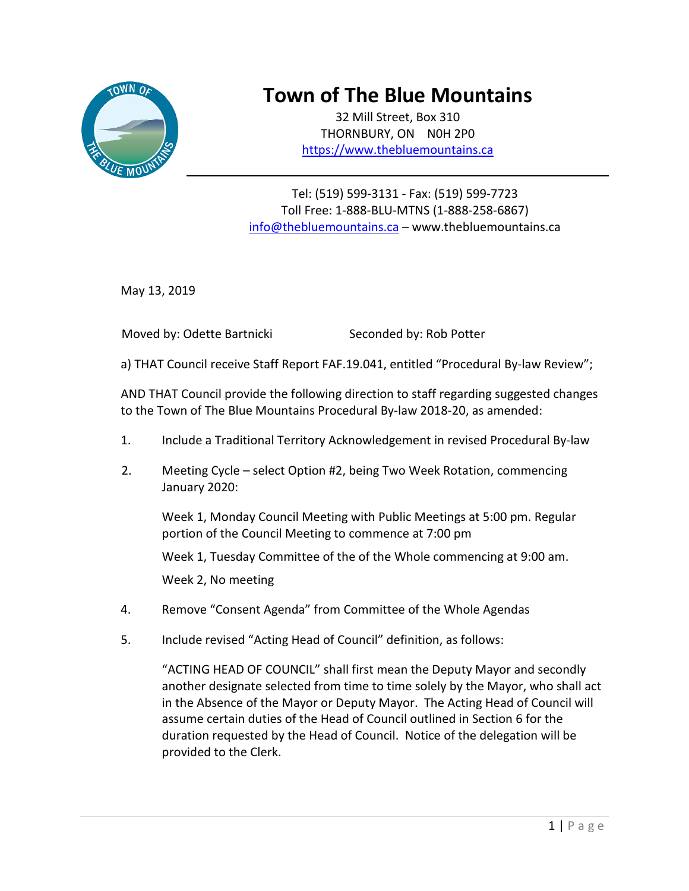# Town of The Blue Mountains

32 Mill Street, Box 310
THORNBURY, ON N0H 2P0
https://www.thebluemountains.ca

Tel: (519) 599-3131 - Fax: (519) 599-7723
Toll Free: 1-888-BLU-MTNS (1-888-258-6867)
info@thebluemountains.ca – www.thebluemountains.ca

May 13, 2019

Moved by: Odette Bartnicki Seconded by: Rob Potter

a) THAT Council receive Staff Report FAF.19.041, entitled "Procedural By-law Review";

AND THAT Council provide the following direction to staff regarding suggested changes to the Town of The Blue Mountains Procedural By-law 2018-20, as amended:

1. Include a Traditional Territory Acknowledgement in revised Procedural By-law

2. Meeting Cycle – select Option #2, being Two Week Rotation, commencing January 2020:

   Week 1, Monday Council Meeting with Public Meetings at 5:00 pm. Regular portion of the Council Meeting to commence at 7:00 pm

   Week 1, Tuesday Committee of the of the Whole commencing at 9:00 am.

   Week 2, No meeting

4. Remove "Consent Agenda" from Committee of the Whole Agendas

5. Include revised "Acting Head of Council" definition, as follows:

   "ACTING HEAD OF COUNCIL" shall first mean the Deputy Mayor and secondly another designate selected from time to time solely by the Mayor, who shall act in the Absence of the Mayor or Deputy Mayor. The Acting Head of Council will assume certain duties of the Head of Council outlined in Section 6 for the duration requested by the Head of Council. Notice of the delegation will be provided to the Clerk.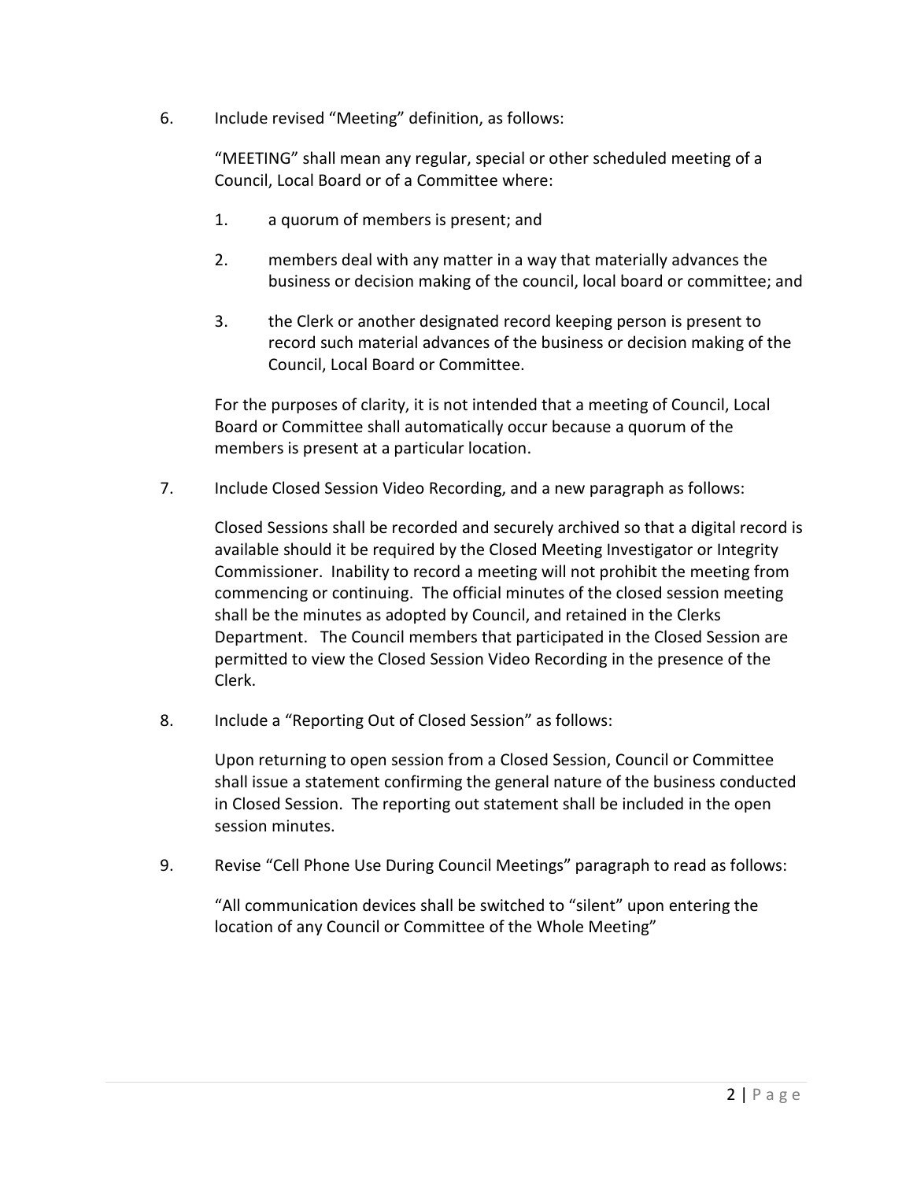6. Include revised "Meeting" definition, as follows:

   "MEETING" shall mean any regular, special or other scheduled meeting of a Council, Local Board or of a Committee where:

   1. a quorum of members is present; and

   2. members deal with any matter in a way that materially advances the business or decision making of the council, local board or committee; and

   3. the Clerk or another designated record keeping person is present to record such material advances of the business or decision making of the Council, Local Board or Committee.

   For the purposes of clarity, it is not intended that a meeting of Council, Local Board or Committee shall automatically occur because a quorum of the members is present at a particular location.

7. Include Closed Session Video Recording, and a new paragraph as follows:

   Closed Sessions shall be recorded and securely archived so that a digital record is available should it be required by the Closed Meeting Investigator or Integrity Commissioner. Inability to record a meeting will not prohibit the meeting from commencing or continuing. The official minutes of the closed session meeting shall be the minutes as adopted by Council, and retained in the Clerks Department. The Council members that participated in the Closed Session are permitted to view the Closed Session Video Recording in the presence of the Clerk.

8. Include a "Reporting Out of Closed Session" as follows:

   Upon returning to open session from a Closed Session, Council or Committee shall issue a statement confirming the general nature of the business conducted in Closed Session. The reporting out statement shall be included in the open session minutes.

9. Revise "Cell Phone Use During Council Meetings" paragraph to read as follows:

   "All communication devices shall be switched to "silent" upon entering the location of any Council or Committee of the Whole Meeting"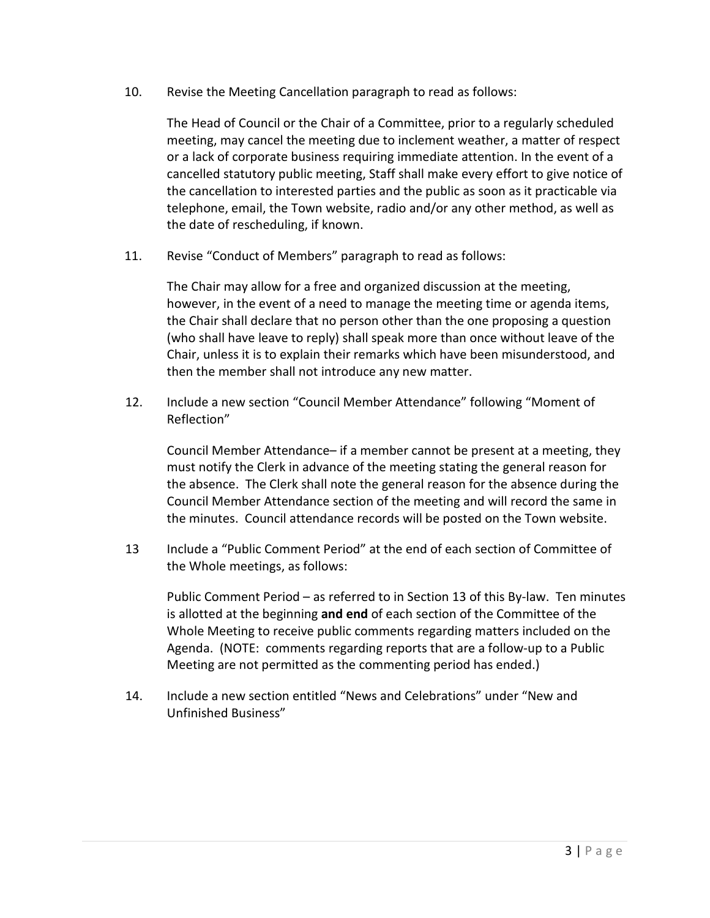10. Revise the Meeting Cancellation paragraph to read as follows:

    The Head of Council or the Chair of a Committee, prior to a regularly scheduled meeting, may cancel the meeting due to inclement weather, a matter of respect or a lack of corporate business requiring immediate attention. In the event of a cancelled statutory public meeting, Staff shall make every effort to give notice of the cancellation to interested parties and the public as soon as it practicable via telephone, email, the Town website, radio and/or any other method, as well as the date of rescheduling, if known.

11. Revise "Conduct of Members" paragraph to read as follows:

    The Chair may allow for a free and organized discussion at the meeting, however, in the event of a need to manage the meeting time or agenda items, the Chair shall declare that no person other than the one proposing a question (who shall have leave to reply) shall speak more than once without leave of the Chair, unless it is to explain their remarks which have been misunderstood, and then the member shall not introduce any new matter.

12. Include a new section "Council Member Attendance" following "Moment of Reflection"

    Council Member Attendance– if a member cannot be present at a meeting, they must notify the Clerk in advance of the meeting stating the general reason for the absence. The Clerk shall note the general reason for the absence during the Council Member Attendance section of the meeting and will record the same in the minutes. Council attendance records will be posted on the Town website.

13 Include a "Public Comment Period" at the end of each section of Committee of the Whole meetings, as follows:

    Public Comment Period – as referred to in Section 13 of this By-law. Ten minutes is allotted at the beginning **and end** of each section of the Committee of the Whole Meeting to receive public comments regarding matters included on the Agenda. (NOTE: comments regarding reports that are a follow-up to a Public Meeting are not permitted as the commenting period has ended.)

14. Include a new section entitled "News and Celebrations" under "New and Unfinished Business"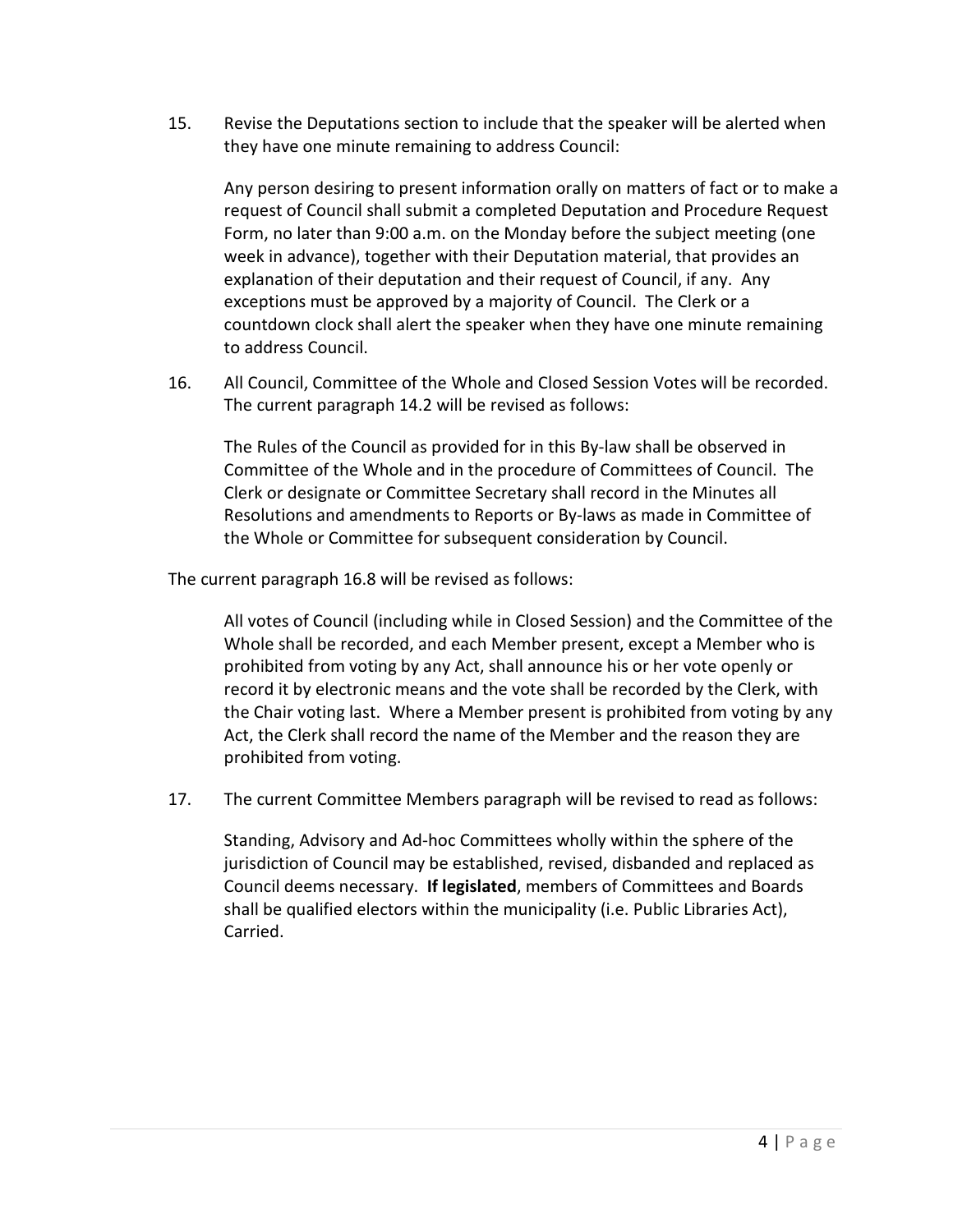15. Revise the Deputations section to include that the speaker will be alerted when they have one minute remaining to address Council:

    Any person desiring to present information orally on matters of fact or to make a request of Council shall submit a completed Deputation and Procedure Request Form, no later than 9:00 a.m. on the Monday before the subject meeting (one week in advance), together with their Deputation material, that provides an explanation of their deputation and their request of Council, if any. Any exceptions must be approved by a majority of Council. The Clerk or a countdown clock shall alert the speaker when they have one minute remaining to address Council.

16. All Council, Committee of the Whole and Closed Session Votes will be recorded. The current paragraph 14.2 will be revised as follows:

    The Rules of the Council as provided for in this By-law shall be observed in Committee of the Whole and in the procedure of Committees of Council. The Clerk or designate or Committee Secretary shall record in the Minutes all Resolutions and amendments to Reports or By-laws as made in Committee of the Whole or Committee for subsequent consideration by Council.

The current paragraph 16.8 will be revised as follows:

> All votes of Council (including while in Closed Session) and the Committee of the Whole shall be recorded, and each Member present, except a Member who is prohibited from voting by any Act, shall announce his or her vote openly or record it by electronic means and the vote shall be recorded by the Clerk, with the Chair voting last. Where a Member present is prohibited from voting by any Act, the Clerk shall record the name of the Member and the reason they are prohibited from voting.

17. The current Committee Members paragraph will be revised to read as follows:

    Standing, Advisory and Ad-hoc Committees wholly within the sphere of the jurisdiction of Council may be established, revised, disbanded and replaced as Council deems necessary. **If legislated**, members of Committees and Boards shall be qualified electors within the municipality (i.e. Public Libraries Act), Carried.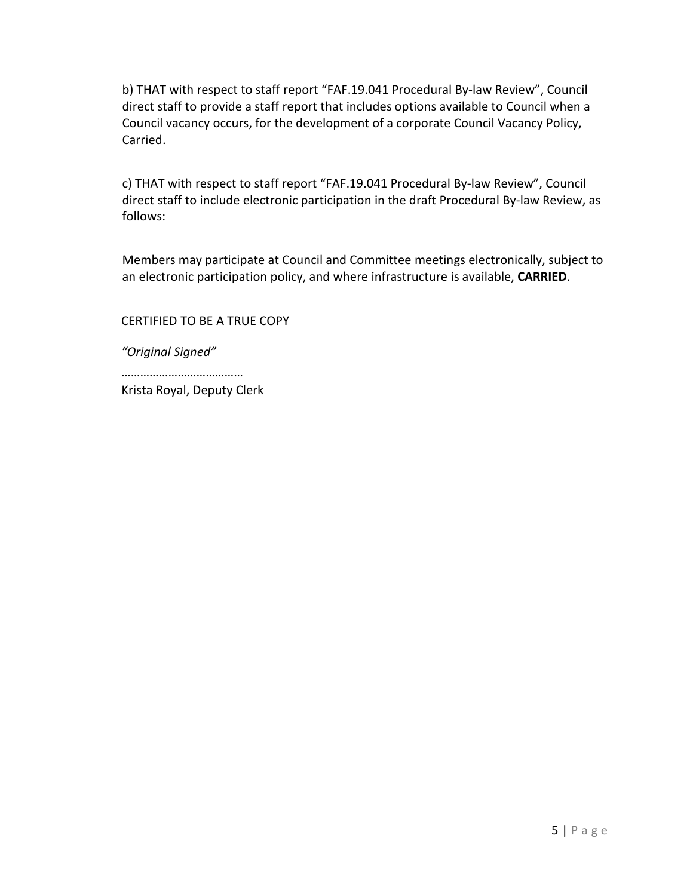b) THAT with respect to staff report “FAF.19.041 Procedural By-law Review”, Council direct staff to provide a staff report that includes options available to Council when a Council vacancy occurs, for the development of a corporate Council Vacancy Policy, Carried.

c) THAT with respect to staff report “FAF.19.041 Procedural By-law Review”, Council direct staff to include electronic participation in the draft Procedural By-law Review, as follows:

Members may participate at Council and Committee meetings electronically, subject to an electronic participation policy, and where infrastructure is available, **CARRIED**.

CERTIFIED TO BE A TRUE COPY

*“Original Signed”*

…………………………………

Krista Royal, Deputy Clerk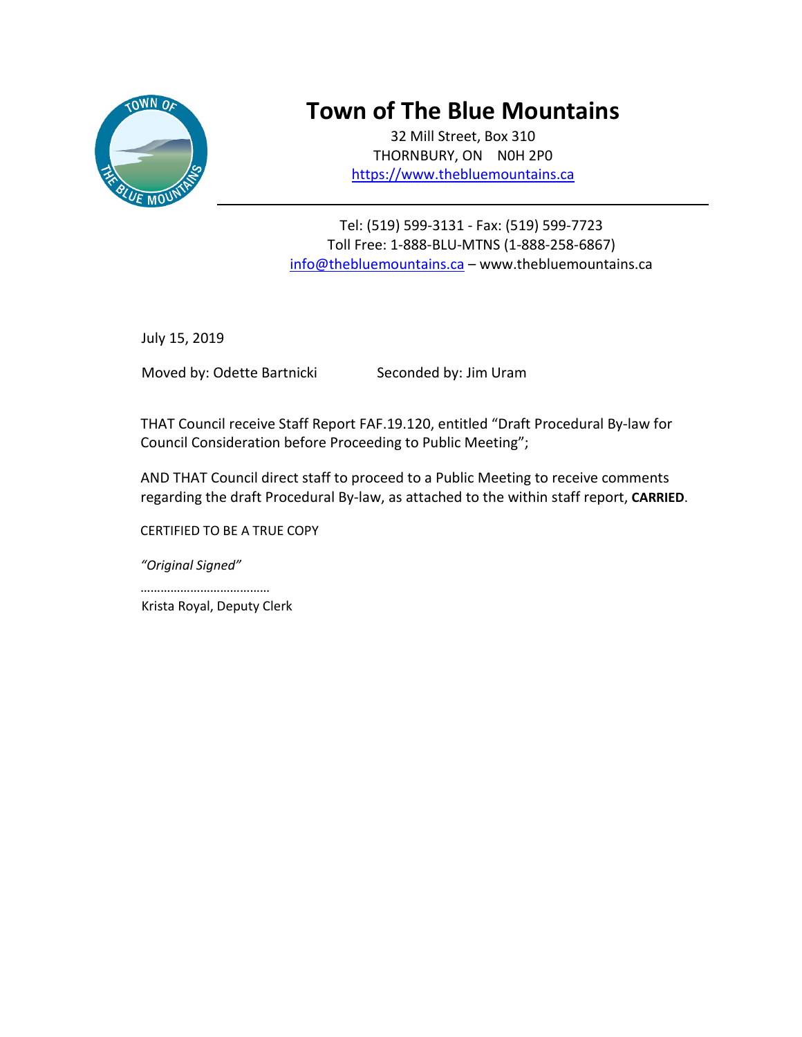# Town of The Blue Mountains

32 Mill Street, Box 310
THORNBURY, ON N0H 2P0
https://www.thebluemountains.ca

Tel: (519) 599-3131 - Fax: (519) 599-7723
Toll Free: 1-888-BLU-MTNS (1-888-258-6867)
info@thebluemountains.ca – www.thebluemountains.ca

July 15, 2019

Moved by: Odette Bartnicki Seconded by: Jim Uram

THAT Council receive Staff Report FAF.19.120, entitled "Draft Procedural By-law for Council Consideration before Proceeding to Public Meeting";

AND THAT Council direct staff to proceed to a Public Meeting to receive comments regarding the draft Procedural By-law, as attached to the within staff report, **CARRIED**.

CERTIFIED TO BE A TRUE COPY

*"Original Signed"*

…………………………………
Krista Royal, Deputy Clerk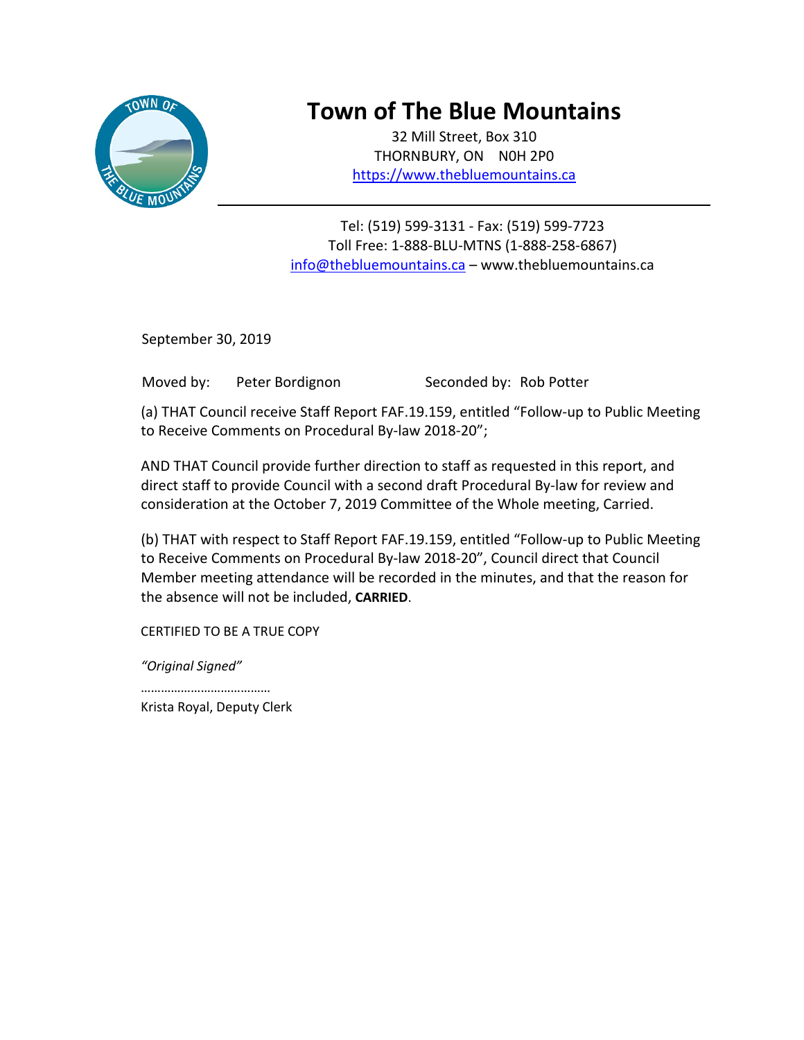# Town of The Blue Mountains

32 Mill Street, Box 310
THORNBURY, ON N0H 2P0
https://www.thebluemountains.ca

Tel: (519) 599-3131 - Fax: (519) 599-7723
Toll Free: 1-888-BLU-MTNS (1-888-258-6867)
info@thebluemountains.ca – www.thebluemountains.ca

September 30, 2019

Moved by: Peter Bordignon    Seconded by: Rob Potter

(a) THAT Council receive Staff Report FAF.19.159, entitled "Follow-up to Public Meeting to Receive Comments on Procedural By-law 2018-20";

AND THAT Council provide further direction to staff as requested in this report, and direct staff to provide Council with a second draft Procedural By-law for review and consideration at the October 7, 2019 Committee of the Whole meeting, Carried.

(b) THAT with respect to Staff Report FAF.19.159, entitled "Follow-up to Public Meeting to Receive Comments on Procedural By-law 2018-20", Council direct that Council Member meeting attendance will be recorded in the minutes, and that the reason for the absence will not be included, **CARRIED**.

CERTIFIED TO BE A TRUE COPY

*"Original Signed"*

………………………………
Krista Royal, Deputy Clerk